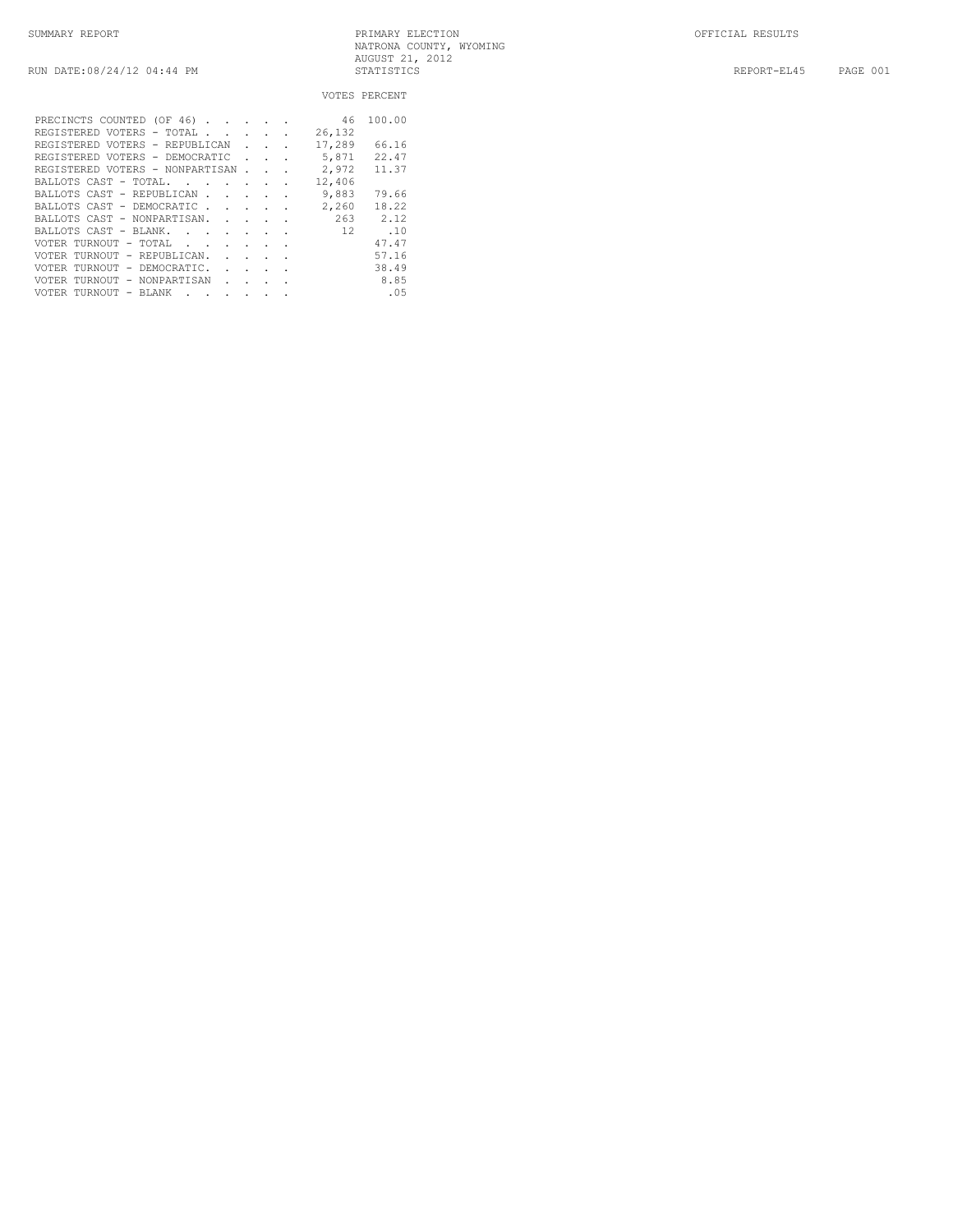SUMMARY REPORT

PRIMARY ELECTION
NATRONA COUNTY, WYOMING
AUGUST 21, 2012
STATISTICS

OFFICIAL RESULTS

RUN DATE:08/24/12 04:44 PM

REPORT-EL45

| | VOTES | PERCENT |
|---|---|---|
| PRECINCTS COUNTED (OF 46) | 46 | 100.00 |
| REGISTERED VOTERS - TOTAL | 26,132 | |
| REGISTERED VOTERS - REPUBLICAN | 17,289 | 66.16 |
| REGISTERED VOTERS - DEMOCRATIC | 5,871 | 22.47 |
| REGISTERED VOTERS - NONPARTISAN | 2,972 | 11.37 |
| BALLOTS CAST - TOTAL | 12,406 | |
| BALLOTS CAST - REPUBLICAN | 9,883 | 79.66 |
| BALLOTS CAST - DEMOCRATIC | 2,260 | 18.22 |
| BALLOTS CAST - NONPARTISAN | 263 | 2.12 |
| BALLOTS CAST - BLANK | 12 | .10 |
| VOTER TURNOUT - TOTAL | | 47.47 |
| VOTER TURNOUT - REPUBLICAN | | 57.16 |
| VOTER TURNOUT - DEMOCRATIC | | 38.49 |
| VOTER TURNOUT - NONPARTISAN | | 8.85 |
| VOTER TURNOUT - BLANK | | .05 |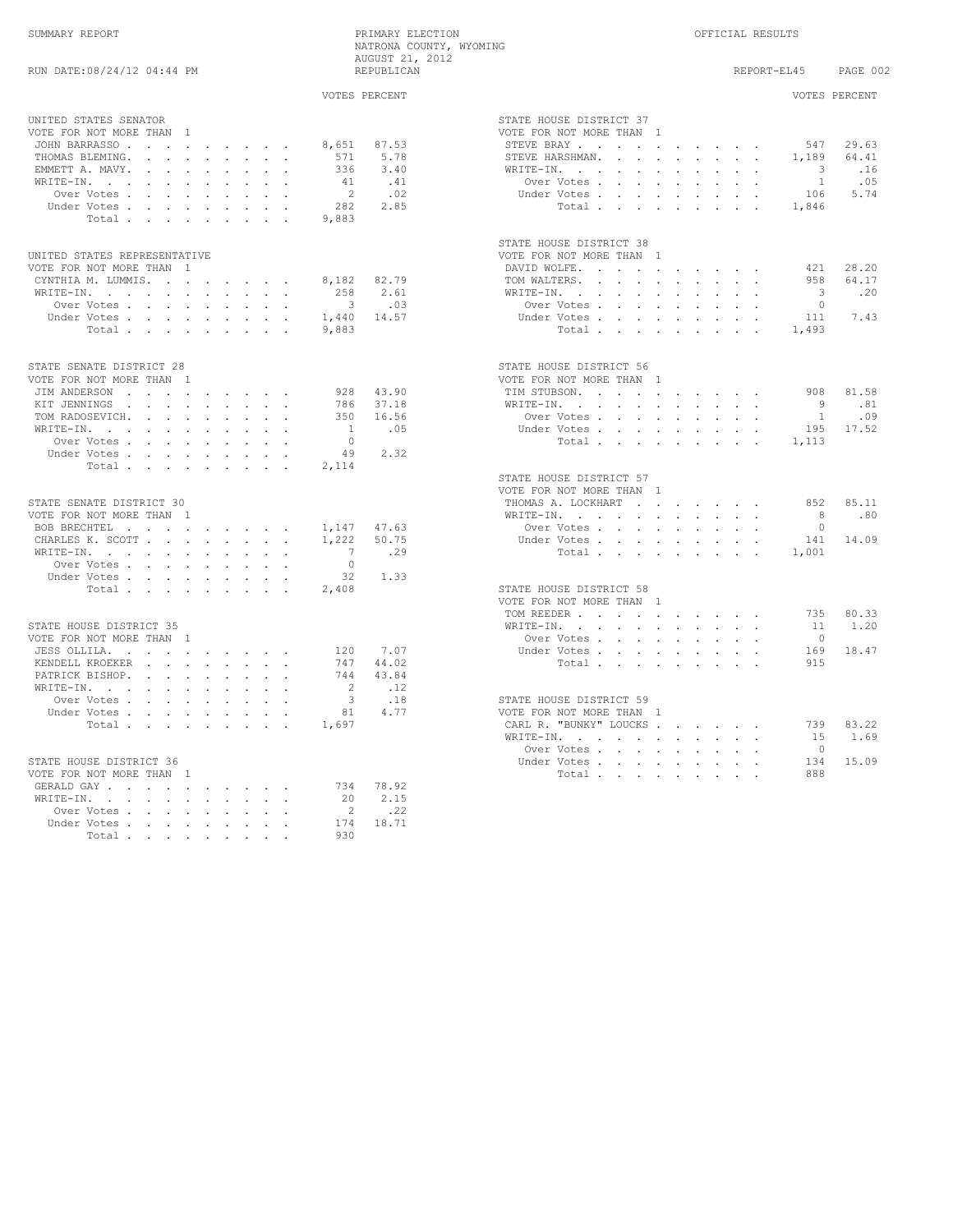SUMMARY REPORT — PRIMARY ELECTION — NATRONA COUNTY, WYOMING — AUGUST 21, 2012 — REPUBLICAN — OFFICIAL RESULTS

RUN DATE:08/24/12 04:44 PM — REPORT-EL45

### UNITED STATES SENATOR
VOTE FOR NOT MORE THAN 1

| | VOTES | PERCENT |
|---|---|---|
| JOHN BARRASSO | 8,651 | 87.53 |
| THOMAS BLEMING | 571 | 5.78 |
| EMMETT A. MAVY | 336 | 3.40 |
| WRITE-IN | 41 | .41 |
| Over Votes | 2 | .02 |
| Under Votes | 282 | 2.85 |
| Total | 9,883 | |

### UNITED STATES REPRESENTATIVE
VOTE FOR NOT MORE THAN 1

| | VOTES | PERCENT |
|---|---|---|
| CYNTHIA M. LUMMIS | 8,182 | 82.79 |
| WRITE-IN | 258 | 2.61 |
| Over Votes | 3 | .03 |
| Under Votes | 1,440 | 14.57 |
| Total | 9,883 | |

### STATE SENATE DISTRICT 28
VOTE FOR NOT MORE THAN 1

| | VOTES | PERCENT |
|---|---|---|
| JIM ANDERSON | 928 | 43.90 |
| KIT JENNINGS | 786 | 37.18 |
| TOM RADOSEVICH | 350 | 16.56 |
| WRITE-IN | 1 | .05 |
| Over Votes | 0 | |
| Under Votes | 49 | 2.32 |
| Total | 2,114 | |

### STATE SENATE DISTRICT 30
VOTE FOR NOT MORE THAN 1

| | VOTES | PERCENT |
|---|---|---|
| BOB BRECHTEL | 1,147 | 47.63 |
| CHARLES K. SCOTT | 1,222 | 50.75 |
| WRITE-IN | 7 | .29 |
| Over Votes | 0 | |
| Under Votes | 32 | 1.33 |
| Total | 2,408 | |

### STATE HOUSE DISTRICT 35
VOTE FOR NOT MORE THAN 1

| | VOTES | PERCENT |
|---|---|---|
| JESS OLLILA | 120 | 7.07 |
| KENDELL KROEKER | 747 | 44.02 |
| PATRICK BISHOP | 744 | 43.84 |
| WRITE-IN | 2 | .12 |
| Over Votes | 3 | .18 |
| Under Votes | 81 | 4.77 |
| Total | 1,697 | |

### STATE HOUSE DISTRICT 36
VOTE FOR NOT MORE THAN 1

| | VOTES | PERCENT |
|---|---|---|
| GERALD GAY | 734 | 78.92 |
| WRITE-IN | 20 | 2.15 |
| Over Votes | 2 | .22 |
| Under Votes | 174 | 18.71 |
| Total | 930 | |

### STATE HOUSE DISTRICT 37
VOTE FOR NOT MORE THAN 1

| | VOTES | PERCENT |
|---|---|---|
| STEVE BRAY | 547 | 29.63 |
| STEVE HARSHMAN | 1,189 | 64.41 |
| WRITE-IN | 3 | .16 |
| Over Votes | 1 | .05 |
| Under Votes | 106 | 5.74 |
| Total | 1,846 | |

### STATE HOUSE DISTRICT 38
VOTE FOR NOT MORE THAN 1

| | VOTES | PERCENT |
|---|---|---|
| DAVID WOLFE | 421 | 28.20 |
| TOM WALTERS | 958 | 64.17 |
| WRITE-IN | 3 | .20 |
| Over Votes | 0 | |
| Under Votes | 111 | 7.43 |
| Total | 1,493 | |

### STATE HOUSE DISTRICT 56
VOTE FOR NOT MORE THAN 1

| | VOTES | PERCENT |
|---|---|---|
| TIM STUBSON | 908 | 81.58 |
| WRITE-IN | 9 | .81 |
| Over Votes | 1 | .09 |
| Under Votes | 195 | 17.52 |
| Total | 1,113 | |

### STATE HOUSE DISTRICT 57
VOTE FOR NOT MORE THAN 1

| | VOTES | PERCENT |
|---|---|---|
| THOMAS A. LOCKHART | 852 | 85.11 |
| WRITE-IN | 8 | .80 |
| Over Votes | 0 | |
| Under Votes | 141 | 14.09 |
| Total | 1,001 | |

### STATE HOUSE DISTRICT 58
VOTE FOR NOT MORE THAN 1

| | VOTES | PERCENT |
|---|---|---|
| TOM REEDER | 735 | 80.33 |
| WRITE-IN | 11 | 1.20 |
| Over Votes | 0 | |
| Under Votes | 169 | 18.47 |
| Total | 915 | |

### STATE HOUSE DISTRICT 59
VOTE FOR NOT MORE THAN 1

| | VOTES | PERCENT |
|---|---|---|
| CARL R. "BUNKY" LOUCKS | 739 | 83.22 |
| WRITE-IN | 15 | 1.69 |
| Over Votes | 0 | |
| Under Votes | 134 | 15.09 |
| Total | 888 | |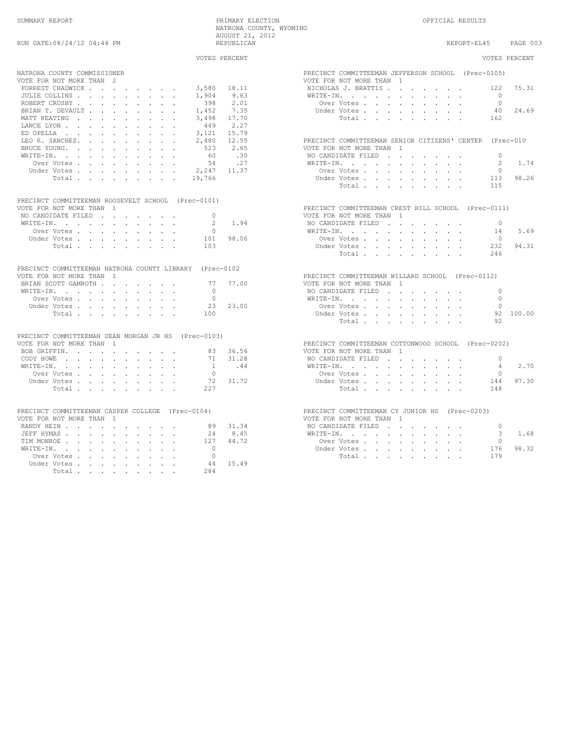SUMMARY REPORT — PRIMARY ELECTION — NATRONA COUNTY, WYOMING — AUGUST 21, 2012 — REPUBLICAN — OFFICIAL RESULTS

RUN DATE:08/24/12 04:44 PM — REPORT-EL45

### NATRONA COUNTY COMMISSIONER

VOTE FOR NOT MORE THAN 2

| | VOTES | PERCENT |
|---|---|---|
| FORREST CHADWICK | 3,580 | 18.11 |
| JULIE COLLINS | 1,904 | 9.63 |
| ROBERT CROSBY | 398 | 2.01 |
| BRIAN T. DEVAULT | 1,452 | 7.35 |
| MATT KEATING | 3,498 | 17.70 |
| LANCE LYON | 449 | 2.27 |
| ED OPELLA | 3,121 | 15.79 |
| LEO R. SANCHEZ. | 2,480 | 12.55 |
| BRUCE YOUNG. | 523 | 2.65 |
| WRITE-IN. | 60 | .30 |
| Over Votes | 54 | .27 |
| Under Votes | 2,247 | 11.37 |
| Total | 19,766 | |

### PRECINCT COMMITTEEMAN ROOSEVELT SCHOOL (Prec-0101)

VOTE FOR NOT MORE THAN 1

| | VOTES | PERCENT |
|---|---|---|
| NO CANDIDATE FILED | 0 | |
| WRITE-IN. | 2 | 1.94 |
| Over Votes | 0 | |
| Under Votes | 101 | 98.06 |
| Total | 103 | |

### PRECINCT COMMITTEEMAN NATRONA COUNTY LIBRARY (Prec-0102

VOTE FOR NOT MORE THAN 1

| | VOTES | PERCENT |
|---|---|---|
| BRIAN SCOTT GAMROTH | 77 | 77.00 |
| WRITE-IN. | 0 | |
| Over Votes | 0 | |
| Under Votes | 23 | 23.00 |
| Total | 100 | |

### PRECINCT COMMITTEEMAN DEAN MORGAN JR HS (Prec-0103)

VOTE FOR NOT MORE THAN 1

| | VOTES | PERCENT |
|---|---|---|
| BOB GRIFFIN. | 83 | 36.56 |
| CODY HOWE | 71 | 31.28 |
| WRITE-IN. | 1 | .44 |
| Over Votes | 0 | |
| Under Votes | 72 | 31.72 |
| Total | 227 | |

### PRECINCT COMMITTEEMAN CASPER COLLEGE (Prec-0104)

VOTE FOR NOT MORE THAN 1

| | VOTES | PERCENT |
|---|---|---|
| RANDY HEIN | 89 | 31.34 |
| JEFF HYMAS | 24 | 8.45 |
| TIM MONROE | 127 | 44.72 |
| WRITE-IN. | 0 | |
| Over Votes | 0 | |
| Under Votes | 44 | 15.49 |
| Total | 284 | |

### PRECINCT COMMITTEEMAN JEFFERSON SCHOOL (Prec-0105)

VOTE FOR NOT MORE THAN 1

| | VOTES | PERCENT |
|---|---|---|
| NICHOLAS J. BRATTIS | 122 | 75.31 |
| WRITE-IN. | 0 | |
| Over Votes | 0 | |
| Under Votes | 40 | 24.69 |
| Total | 162 | |

### PRECINCT COMMITTEEMAN SENIOR CITIZENS' CENTER (Prec-010

VOTE FOR NOT MORE THAN 1

| | VOTES | PERCENT |
|---|---|---|
| NO CANDIDATE FILED | 0 | |
| WRITE-IN. | 2 | 1.74 |
| Over Votes | 0 | |
| Under Votes | 113 | 98.26 |
| Total | 115 | |

### PRECINCT COMMITTEEMAN CREST HILL SCHOOL (Prec-0111)

VOTE FOR NOT MORE THAN 1

| | VOTES | PERCENT |
|---|---|---|
| NO CANDIDATE FILED | 0 | |
| WRITE-IN. | 14 | 5.69 |
| Over Votes | 0 | |
| Under Votes | 232 | 94.31 |
| Total | 246 | |

### PRECINCT COMMITTEEMAN WILLARD SCHOOL (Prec-0112)

VOTE FOR NOT MORE THAN 1

| | VOTES | PERCENT |
|---|---|---|
| NO CANDIDATE FILED | 0 | |
| WRITE-IN. | 0 | |
| Over Votes | 0 | |
| Under Votes | 92 | 100.00 |
| Total | 92 | |

### PRECINCT COMMITTEEMAN COTTONWOOD SCHOOL (Prec-0202)

VOTE FOR NOT MORE THAN 1

| | VOTES | PERCENT |
|---|---|---|
| NO CANDIDATE FILED | 0 | |
| WRITE-IN. | 4 | 2.70 |
| Over Votes | 0 | |
| Under Votes | 144 | 97.30 |
| Total | 148 | |

### PRECINCT COMMITTEEMAN CY JUNIOR HS (Prec-0203)

VOTE FOR NOT MORE THAN 1

| | VOTES | PERCENT |
|---|---|---|
| NO CANDIDATE FILED | 0 | |
| WRITE-IN. | 3 | 1.68 |
| Over Votes | 0 | |
| Under Votes | 176 | 98.32 |
| Total | 179 | |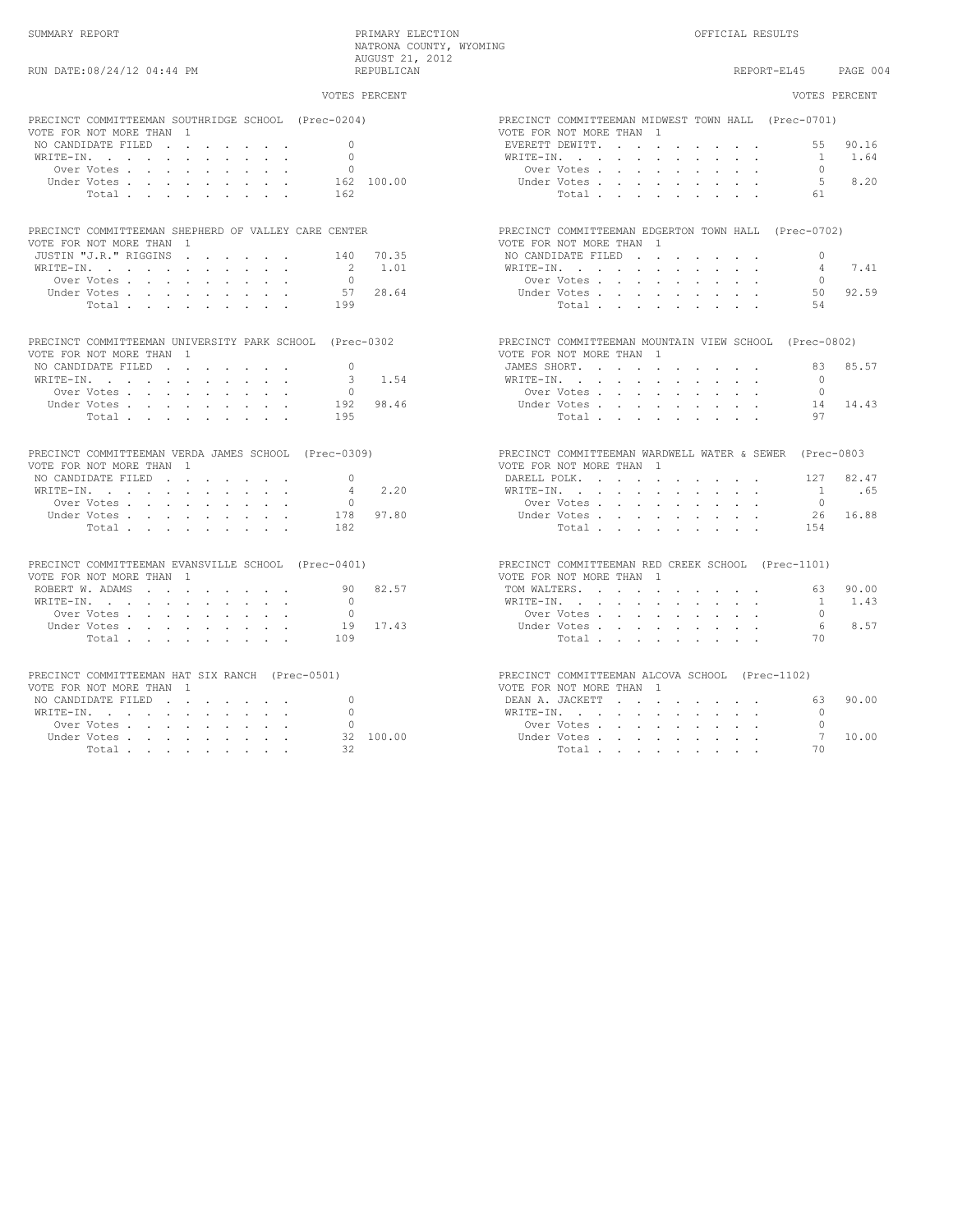SUMMARY REPORT — PRIMARY ELECTION, NATRONA COUNTY, WYOMING, AUGUST 21, 2012 — REPUBLICAN — OFFICIAL RESULTS

RUN DATE:08/24/12 04:44 PM — REPORT-EL45

### PRECINCT COMMITTEEMAN SOUTHRIDGE SCHOOL (Prec-0204)
VOTE FOR NOT MORE THAN 1

| | VOTES | PERCENT |
|---|---|---|
| NO CANDIDATE FILED | 0 | |
| WRITE-IN. | 0 | |
| Over Votes | 0 | |
| Under Votes | 162 | 100.00 |
| Total | 162 | |

### PRECINCT COMMITTEEMAN SHEPHERD OF VALLEY CARE CENTER
VOTE FOR NOT MORE THAN 1

| | VOTES | PERCENT |
|---|---|---|
| JUSTIN "J.R." RIGGINS | 140 | 70.35 |
| WRITE-IN. | 2 | 1.01 |
| Over Votes | 0 | |
| Under Votes | 57 | 28.64 |
| Total | 199 | |

### PRECINCT COMMITTEEMAN UNIVERSITY PARK SCHOOL (Prec-0302
VOTE FOR NOT MORE THAN 1

| | VOTES | PERCENT |
|---|---|---|
| NO CANDIDATE FILED | 0 | |
| WRITE-IN. | 3 | 1.54 |
| Over Votes | 0 | |
| Under Votes | 192 | 98.46 |
| Total | 195 | |

### PRECINCT COMMITTEEMAN VERDA JAMES SCHOOL (Prec-0309)
VOTE FOR NOT MORE THAN 1

| | VOTES | PERCENT |
|---|---|---|
| NO CANDIDATE FILED | 0 | |
| WRITE-IN. | 4 | 2.20 |
| Over Votes | 0 | |
| Under Votes | 178 | 97.80 |
| Total | 182 | |

### PRECINCT COMMITTEEMAN EVANSVILLE SCHOOL (Prec-0401)
VOTE FOR NOT MORE THAN 1

| | VOTES | PERCENT |
|---|---|---|
| ROBERT W. ADAMS | 90 | 82.57 |
| WRITE-IN. | 0 | |
| Over Votes | 0 | |
| Under Votes | 19 | 17.43 |
| Total | 109 | |

### PRECINCT COMMITTEEMAN HAT SIX RANCH (Prec-0501)
VOTE FOR NOT MORE THAN 1

| | VOTES | PERCENT |
|---|---|---|
| NO CANDIDATE FILED | 0 | |
| WRITE-IN. | 0 | |
| Over Votes | 0 | |
| Under Votes | 32 | 100.00 |
| Total | 32 | |

### PRECINCT COMMITTEEMAN MIDWEST TOWN HALL (Prec-0701)
VOTE FOR NOT MORE THAN 1

| | VOTES | PERCENT |
|---|---|---|
| EVERETT DEWITT. | 55 | 90.16 |
| WRITE-IN. | 1 | 1.64 |
| Over Votes | 0 | |
| Under Votes | 5 | 8.20 |
| Total | 61 | |

### PRECINCT COMMITTEEMAN EDGERTON TOWN HALL (Prec-0702)
VOTE FOR NOT MORE THAN 1

| | VOTES | PERCENT |
|---|---|---|
| NO CANDIDATE FILED | 0 | |
| WRITE-IN. | 4 | 7.41 |
| Over Votes | 0 | |
| Under Votes | 50 | 92.59 |
| Total | 54 | |

### PRECINCT COMMITTEEMAN MOUNTAIN VIEW SCHOOL (Prec-0802)
VOTE FOR NOT MORE THAN 1

| | VOTES | PERCENT |
|---|---|---|
| JAMES SHORT. | 83 | 85.57 |
| WRITE-IN. | 0 | |
| Over Votes | 0 | |
| Under Votes | 14 | 14.43 |
| Total | 97 | |

### PRECINCT COMMITTEEMAN WARDWELL WATER & SEWER (Prec-0803
VOTE FOR NOT MORE THAN 1

| | VOTES | PERCENT |
|---|---|---|
| DARELL POLK. | 127 | 82.47 |
| WRITE-IN. | 1 | .65 |
| Over Votes | 0 | |
| Under Votes | 26 | 16.88 |
| Total | 154 | |

### PRECINCT COMMITTEEMAN RED CREEK SCHOOL (Prec-1101)
VOTE FOR NOT MORE THAN 1

| | VOTES | PERCENT |
|---|---|---|
| TOM WALTERS. | 63 | 90.00 |
| WRITE-IN. | 1 | 1.43 |
| Over Votes | 0 | |
| Under Votes | 6 | 8.57 |
| Total | 70 | |

### PRECINCT COMMITTEEMAN ALCOVA SCHOOL (Prec-1102)
VOTE FOR NOT MORE THAN 1

| | VOTES | PERCENT |
|---|---|---|
| DEAN A. JACKETT | 63 | 90.00 |
| WRITE-IN. | 0 | |
| Over Votes | 0 | |
| Under Votes | 7 | 10.00 |
| Total | 70 | |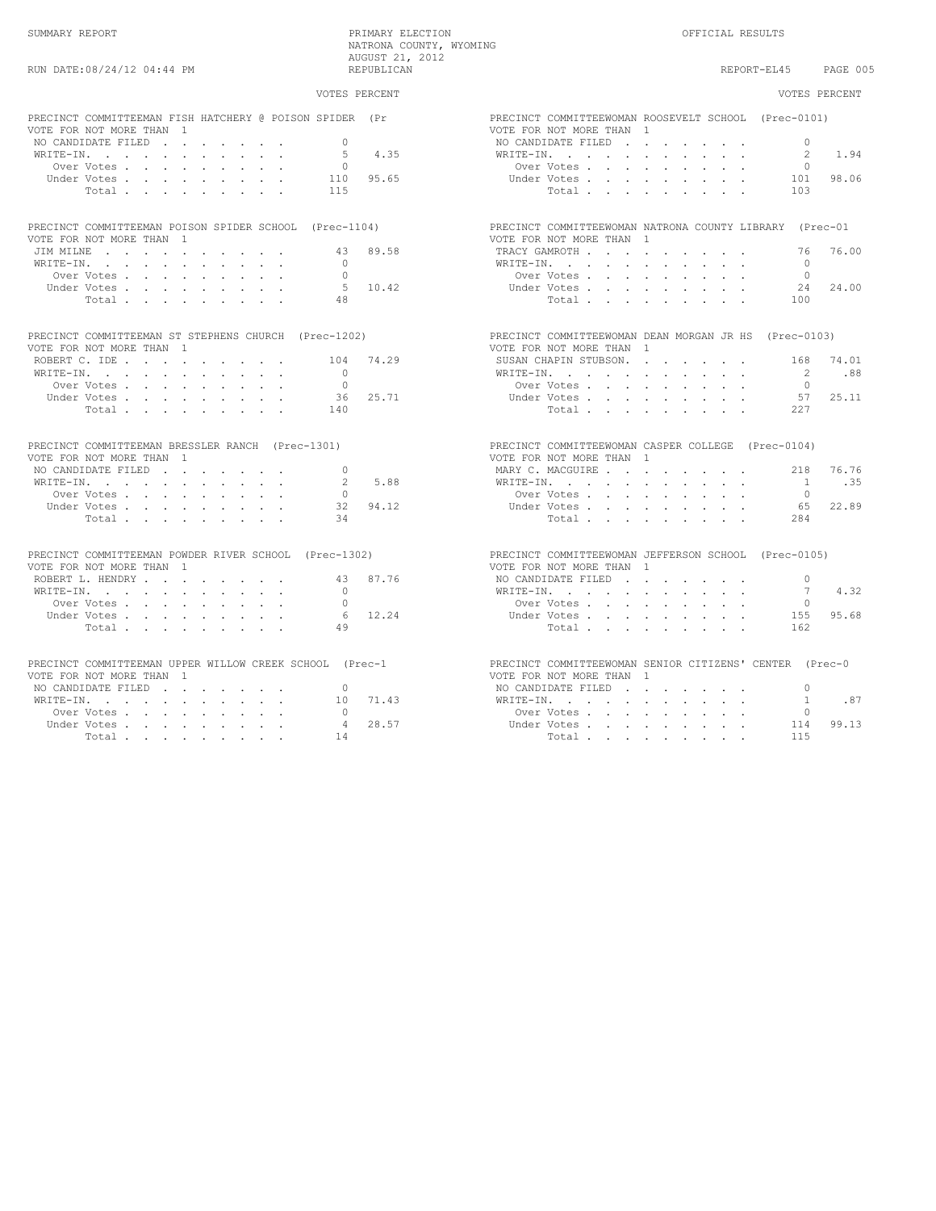SUMMARY REPORT — PRIMARY ELECTION, NATRONA COUNTY, WYOMING, AUGUST 21, 2012 — REPUBLICAN — OFFICIAL RESULTS

RUN DATE:08/24/12 04:44 PM — REPORT-EL45

### PRECINCT COMMITTEEMAN FISH HATCHERY @ POISON SPIDER (Pr

VOTE FOR NOT MORE THAN 1

| | VOTES | PERCENT |
|---|---|---|
| NO CANDIDATE FILED | 0 | |
| WRITE-IN. | 5 | 4.35 |
| Over Votes | 0 | |
| Under Votes | 110 | 95.65 |
| Total | 115 | |

### PRECINCT COMMITTEEMAN POISON SPIDER SCHOOL (Prec-1104)

VOTE FOR NOT MORE THAN 1

| | VOTES | PERCENT |
|---|---|---|
| JIM MILNE | 43 | 89.58 |
| WRITE-IN. | 0 | |
| Over Votes | 0 | |
| Under Votes | 5 | 10.42 |
| Total | 48 | |

### PRECINCT COMMITTEEMAN ST STEPHENS CHURCH (Prec-1202)

VOTE FOR NOT MORE THAN 1

| | VOTES | PERCENT |
|---|---|---|
| ROBERT C. IDE | 104 | 74.29 |
| WRITE-IN. | 0 | |
| Over Votes | 0 | |
| Under Votes | 36 | 25.71 |
| Total | 140 | |

### PRECINCT COMMITTEEMAN BRESSLER RANCH (Prec-1301)

VOTE FOR NOT MORE THAN 1

| | VOTES | PERCENT |
|---|---|---|
| NO CANDIDATE FILED | 0 | |
| WRITE-IN. | 2 | 5.88 |
| Over Votes | 0 | |
| Under Votes | 32 | 94.12 |
| Total | 34 | |

### PRECINCT COMMITTEEMAN POWDER RIVER SCHOOL (Prec-1302)

VOTE FOR NOT MORE THAN 1

| | VOTES | PERCENT |
|---|---|---|
| ROBERT L. HENDRY | 43 | 87.76 |
| WRITE-IN. | 0 | |
| Over Votes | 0 | |
| Under Votes | 6 | 12.24 |
| Total | 49 | |

### PRECINCT COMMITTEEMAN UPPER WILLOW CREEK SCHOOL (Prec-1

VOTE FOR NOT MORE THAN 1

| | VOTES | PERCENT |
|---|---|---|
| NO CANDIDATE FILED | 0 | |
| WRITE-IN. | 10 | 71.43 |
| Over Votes | 0 | |
| Under Votes | 4 | 28.57 |
| Total | 14 | |

### PRECINCT COMMITTEEWOMAN ROOSEVELT SCHOOL (Prec-0101)

VOTE FOR NOT MORE THAN 1

| | VOTES | PERCENT |
|---|---|---|
| NO CANDIDATE FILED | 0 | |
| WRITE-IN. | 2 | 1.94 |
| Over Votes | 0 | |
| Under Votes | 101 | 98.06 |
| Total | 103 | |

### PRECINCT COMMITTEEWOMAN NATRONA COUNTY LIBRARY (Prec-01

VOTE FOR NOT MORE THAN 1

| | VOTES | PERCENT |
|---|---|---|
| TRACY GAMROTH | 76 | 76.00 |
| WRITE-IN. | 0 | |
| Over Votes | 0 | |
| Under Votes | 24 | 24.00 |
| Total | 100 | |

### PRECINCT COMMITTEEWOMAN DEAN MORGAN JR HS (Prec-0103)

VOTE FOR NOT MORE THAN 1

| | VOTES | PERCENT |
|---|---|---|
| SUSAN CHAPIN STUBSON. | 168 | 74.01 |
| WRITE-IN. | 2 | .88 |
| Over Votes | 0 | |
| Under Votes | 57 | 25.11 |
| Total | 227 | |

### PRECINCT COMMITTEEWOMAN CASPER COLLEGE (Prec-0104)

VOTE FOR NOT MORE THAN 1

| | VOTES | PERCENT |
|---|---|---|
| MARY C. MACGUIRE | 218 | 76.76 |
| WRITE-IN. | 1 | .35 |
| Over Votes | 0 | |
| Under Votes | 65 | 22.89 |
| Total | 284 | |

### PRECINCT COMMITTEEWOMAN JEFFERSON SCHOOL (Prec-0105)

VOTE FOR NOT MORE THAN 1

| | VOTES | PERCENT |
|---|---|---|
| NO CANDIDATE FILED | 0 | |
| WRITE-IN. | 7 | 4.32 |
| Over Votes | 0 | |
| Under Votes | 155 | 95.68 |
| Total | 162 | |

### PRECINCT COMMITTEEWOMAN SENIOR CITIZENS' CENTER (Prec-0

VOTE FOR NOT MORE THAN 1

| | VOTES | PERCENT |
|---|---|---|
| NO CANDIDATE FILED | 0 | |
| WRITE-IN. | 1 | .87 |
| Over Votes | 0 | |
| Under Votes | 114 | 99.13 |
| Total | 115 | |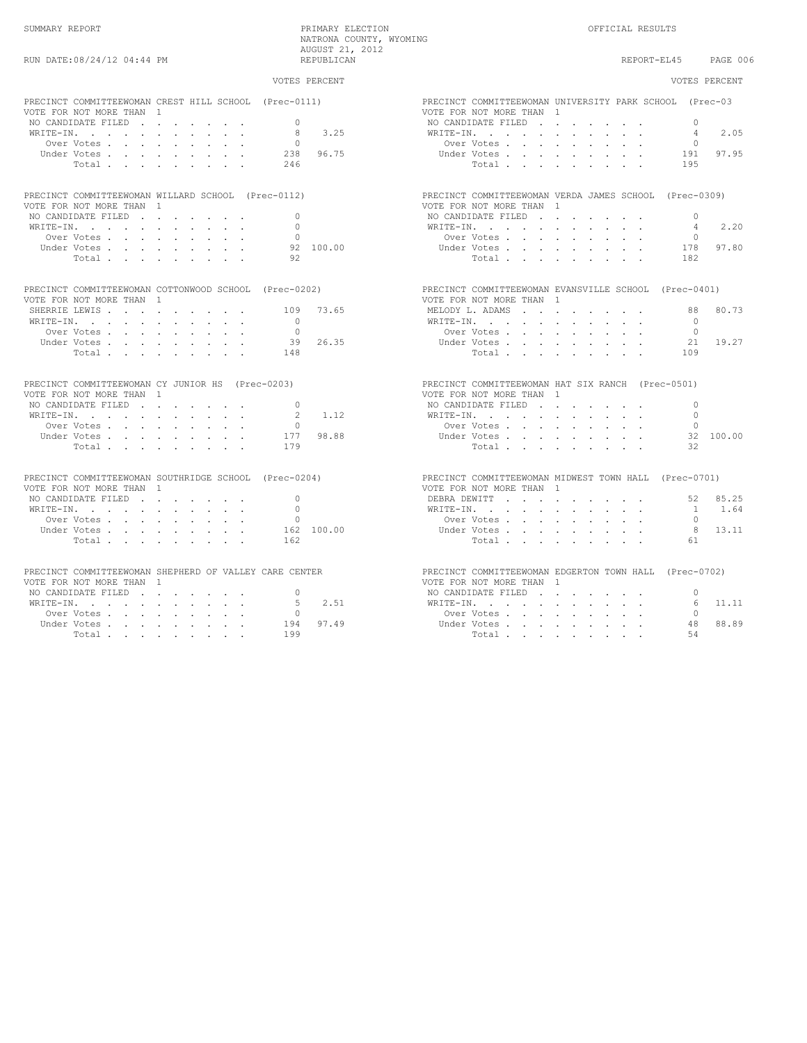SUMMARY REPORT — PRIMARY ELECTION — NATRONA COUNTY, WYOMING — AUGUST 21, 2012 — REPUBLICAN — OFFICIAL RESULTS

RUN DATE:08/24/12 04:44 PM — REPORT-EL45

### PRECINCT COMMITTEEWOMAN CREST HILL SCHOOL (Prec-0111)

VOTE FOR NOT MORE THAN 1

| | VOTES | PERCENT |
|---|---|---|
| NO CANDIDATE FILED | 0 | |
| WRITE-IN. | 8 | 3.25 |
| Over Votes | 0 | |
| Under Votes | 238 | 96.75 |
| Total | 246 | |

### PRECINCT COMMITTEEWOMAN WILLARD SCHOOL (Prec-0112)

VOTE FOR NOT MORE THAN 1

| | VOTES | PERCENT |
|---|---|---|
| NO CANDIDATE FILED | 0 | |
| WRITE-IN. | 0 | |
| Over Votes | 0 | |
| Under Votes | 92 | 100.00 |
| Total | 92 | |

### PRECINCT COMMITTEEWOMAN COTTONWOOD SCHOOL (Prec-0202)

VOTE FOR NOT MORE THAN 1

| | VOTES | PERCENT |
|---|---|---|
| SHERRIE LEWIS | 109 | 73.65 |
| WRITE-IN. | 0 | |
| Over Votes | 0 | |
| Under Votes | 39 | 26.35 |
| Total | 148 | |

### PRECINCT COMMITTEEWOMAN CY JUNIOR HS (Prec-0203)

VOTE FOR NOT MORE THAN 1

| | VOTES | PERCENT |
|---|---|---|
| NO CANDIDATE FILED | 0 | |
| WRITE-IN. | 2 | 1.12 |
| Over Votes | 0 | |
| Under Votes | 177 | 98.88 |
| Total | 179 | |

### PRECINCT COMMITTEEWOMAN SOUTHRIDGE SCHOOL (Prec-0204)

VOTE FOR NOT MORE THAN 1

| | VOTES | PERCENT |
|---|---|---|
| NO CANDIDATE FILED | 0 | |
| WRITE-IN. | 0 | |
| Over Votes | 0 | |
| Under Votes | 162 | 100.00 |
| Total | 162 | |

### PRECINCT COMMITTEEWOMAN SHEPHERD OF VALLEY CARE CENTER

VOTE FOR NOT MORE THAN 1

| | VOTES | PERCENT |
|---|---|---|
| NO CANDIDATE FILED | 0 | |
| WRITE-IN. | 5 | 2.51 |
| Over Votes | 0 | |
| Under Votes | 194 | 97.49 |
| Total | 199 | |

### PRECINCT COMMITTEEWOMAN UNIVERSITY PARK SCHOOL (Prec-03

VOTE FOR NOT MORE THAN 1

| | VOTES | PERCENT |
|---|---|---|
| NO CANDIDATE FILED | 0 | |
| WRITE-IN. | 4 | 2.05 |
| Over Votes | 0 | |
| Under Votes | 191 | 97.95 |
| Total | 195 | |

### PRECINCT COMMITTEEWOMAN VERDA JAMES SCHOOL (Prec-0309)

VOTE FOR NOT MORE THAN 1

| | VOTES | PERCENT |
|---|---|---|
| NO CANDIDATE FILED | 0 | |
| WRITE-IN. | 4 | 2.20 |
| Over Votes | 0 | |
| Under Votes | 178 | 97.80 |
| Total | 182 | |

### PRECINCT COMMITTEEWOMAN EVANSVILLE SCHOOL (Prec-0401)

VOTE FOR NOT MORE THAN 1

| | VOTES | PERCENT |
|---|---|---|
| MELODY L. ADAMS | 88 | 80.73 |
| WRITE-IN. | 0 | |
| Over Votes | 0 | |
| Under Votes | 21 | 19.27 |
| Total | 109 | |

### PRECINCT COMMITTEEWOMAN HAT SIX RANCH (Prec-0501)

VOTE FOR NOT MORE THAN 1

| | VOTES | PERCENT |
|---|---|---|
| NO CANDIDATE FILED | 0 | |
| WRITE-IN. | 0 | |
| Over Votes | 0 | |
| Under Votes | 32 | 100.00 |
| Total | 32 | |

### PRECINCT COMMITTEEWOMAN MIDWEST TOWN HALL (Prec-0701)

VOTE FOR NOT MORE THAN 1

| | VOTES | PERCENT |
|---|---|---|
| DEBRA DEWITT | 52 | 85.25 |
| WRITE-IN. | 1 | 1.64 |
| Over Votes | 0 | |
| Under Votes | 8 | 13.11 |
| Total | 61 | |

### PRECINCT COMMITTEEWOMAN EDGERTON TOWN HALL (Prec-0702)

VOTE FOR NOT MORE THAN 1

| | VOTES | PERCENT |
|---|---|---|
| NO CANDIDATE FILED | 0 | |
| WRITE-IN. | 6 | 11.11 |
| Over Votes | 0 | |
| Under Votes | 48 | 88.89 |
| Total | 54 | |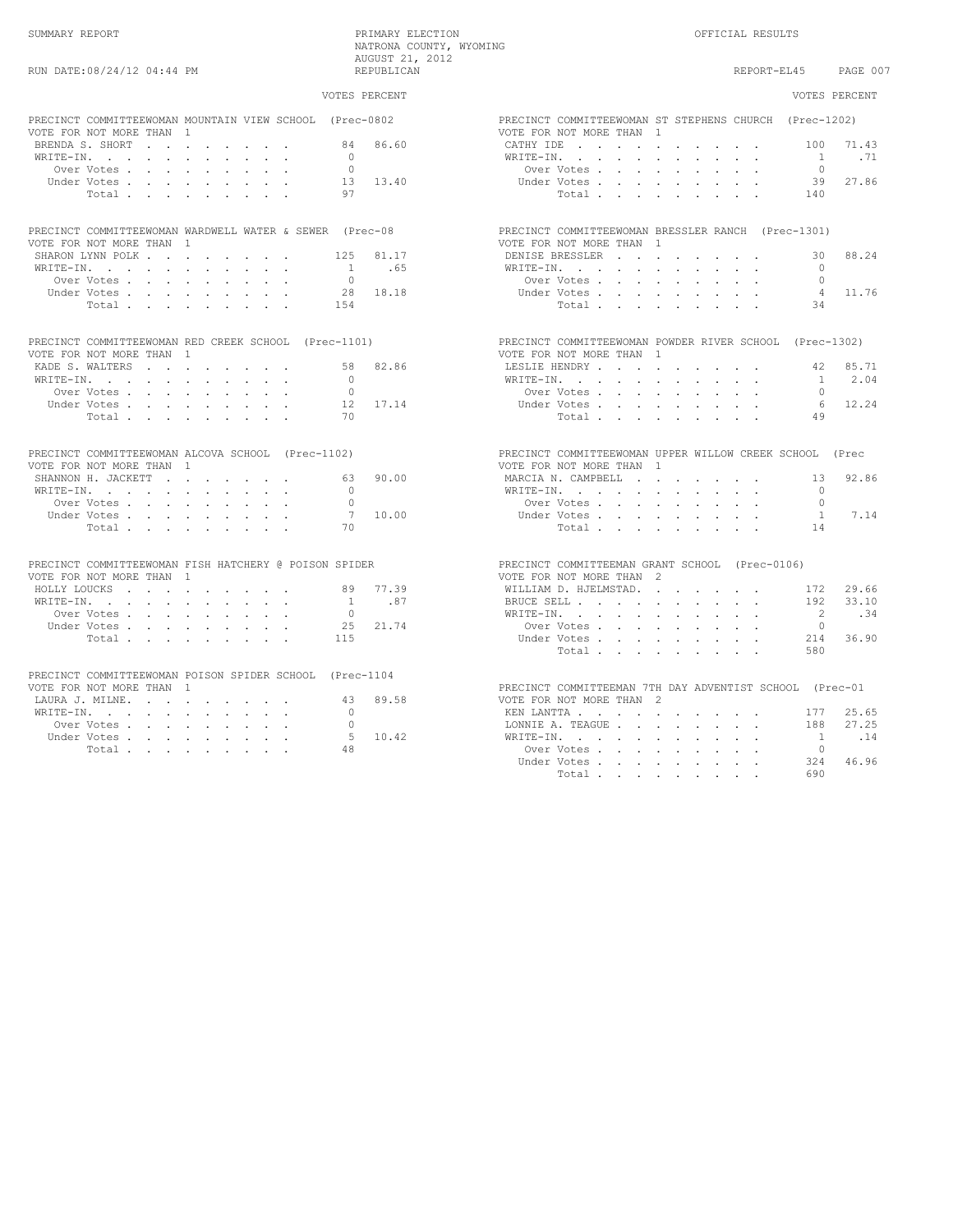SUMMARY REPORT

PRIMARY ELECTION
NATRONA COUNTY, WYOMING
AUGUST 21, 2012
REPUBLICAN

OFFICIAL RESULTS

RUN DATE:08/24/12 04:44 PM

REPORT-EL45

### PRECINCT COMMITTEEWOMAN MOUNTAIN VIEW SCHOOL (Prec-0802

VOTE FOR NOT MORE THAN 1

| | VOTES | PERCENT |
|---|---|---|
| BRENDA S. SHORT | 84 | 86.60 |
| WRITE-IN. | 0 | |
| Over Votes | 0 | |
| Under Votes | 13 | 13.40 |
| Total | 97 | |

### PRECINCT COMMITTEEWOMAN WARDWELL WATER & SEWER (Prec-08

VOTE FOR NOT MORE THAN 1

| | VOTES | PERCENT |
|---|---|---|
| SHARON LYNN POLK | 125 | 81.17 |
| WRITE-IN. | 1 | .65 |
| Over Votes | 0 | |
| Under Votes | 28 | 18.18 |
| Total | 154 | |

### PRECINCT COMMITTEEWOMAN RED CREEK SCHOOL (Prec-1101)

VOTE FOR NOT MORE THAN 1

| | VOTES | PERCENT |
|---|---|---|
| KADE S. WALTERS | 58 | 82.86 |
| WRITE-IN. | 0 | |
| Over Votes | 0 | |
| Under Votes | 12 | 17.14 |
| Total | 70 | |

### PRECINCT COMMITTEEWOMAN ALCOVA SCHOOL (Prec-1102)

VOTE FOR NOT MORE THAN 1

| | VOTES | PERCENT |
|---|---|---|
| SHANNON H. JACKETT | 63 | 90.00 |
| WRITE-IN. | 0 | |
| Over Votes | 0 | |
| Under Votes | 7 | 10.00 |
| Total | 70 | |

### PRECINCT COMMITTEEWOMAN FISH HATCHERY @ POISON SPIDER

VOTE FOR NOT MORE THAN 1

| | VOTES | PERCENT |
|---|---|---|
| HOLLY LOUCKS | 89 | 77.39 |
| WRITE-IN. | 1 | .87 |
| Over Votes | 0 | |
| Under Votes | 25 | 21.74 |
| Total | 115 | |

### PRECINCT COMMITTEEWOMAN POISON SPIDER SCHOOL (Prec-1104

VOTE FOR NOT MORE THAN 1

| | VOTES | PERCENT |
|---|---|---|
| LAURA J. MILNE. | 43 | 89.58 |
| WRITE-IN. | 0 | |
| Over Votes | 0 | |
| Under Votes | 5 | 10.42 |
| Total | 48 | |

### PRECINCT COMMITTEEWOMAN ST STEPHENS CHURCH (Prec-1202)

VOTE FOR NOT MORE THAN 1

| | VOTES | PERCENT |
|---|---|---|
| CATHY IDE | 100 | 71.43 |
| WRITE-IN. | 1 | .71 |
| Over Votes | 0 | |
| Under Votes | 39 | 27.86 |
| Total | 140 | |

### PRECINCT COMMITTEEWOMAN BRESSLER RANCH (Prec-1301)

VOTE FOR NOT MORE THAN 1

| | VOTES | PERCENT |
|---|---|---|
| DENISE BRESSLER | 30 | 88.24 |
| WRITE-IN. | 0 | |
| Over Votes | 0 | |
| Under Votes | 4 | 11.76 |
| Total | 34 | |

### PRECINCT COMMITTEEWOMAN POWDER RIVER SCHOOL (Prec-1302)

VOTE FOR NOT MORE THAN 1

| | VOTES | PERCENT |
|---|---|---|
| LESLIE HENDRY | 42 | 85.71 |
| WRITE-IN. | 1 | 2.04 |
| Over Votes | 0 | |
| Under Votes | 6 | 12.24 |
| Total | 49 | |

### PRECINCT COMMITTEEWOMAN UPPER WILLOW CREEK SCHOOL (Prec

VOTE FOR NOT MORE THAN 1

| | VOTES | PERCENT |
|---|---|---|
| MARCIA N. CAMPBELL | 13 | 92.86 |
| WRITE-IN. | 0 | |
| Over Votes | 0 | |
| Under Votes | 1 | 7.14 |
| Total | 14 | |

### PRECINCT COMMITTEEMAN GRANT SCHOOL (Prec-0106)

VOTE FOR NOT MORE THAN 2

| | VOTES | PERCENT |
|---|---|---|
| WILLIAM D. HJELMSTAD. | 172 | 29.66 |
| BRUCE SELL | 192 | 33.10 |
| WRITE-IN. | 2 | .34 |
| Over Votes | 0 | |
| Under Votes | 214 | 36.90 |
| Total | 580 | |

### PRECINCT COMMITTEEMAN 7TH DAY ADVENTIST SCHOOL (Prec-01

VOTE FOR NOT MORE THAN 2

| | VOTES | PERCENT |
|---|---|---|
| KEN LANTTA | 177 | 25.65 |
| LONNIE A. TEAGUE | 188 | 27.25 |
| WRITE-IN. | 1 | .14 |
| Over Votes | 0 | |
| Under Votes | 324 | 46.96 |
| Total | 690 | |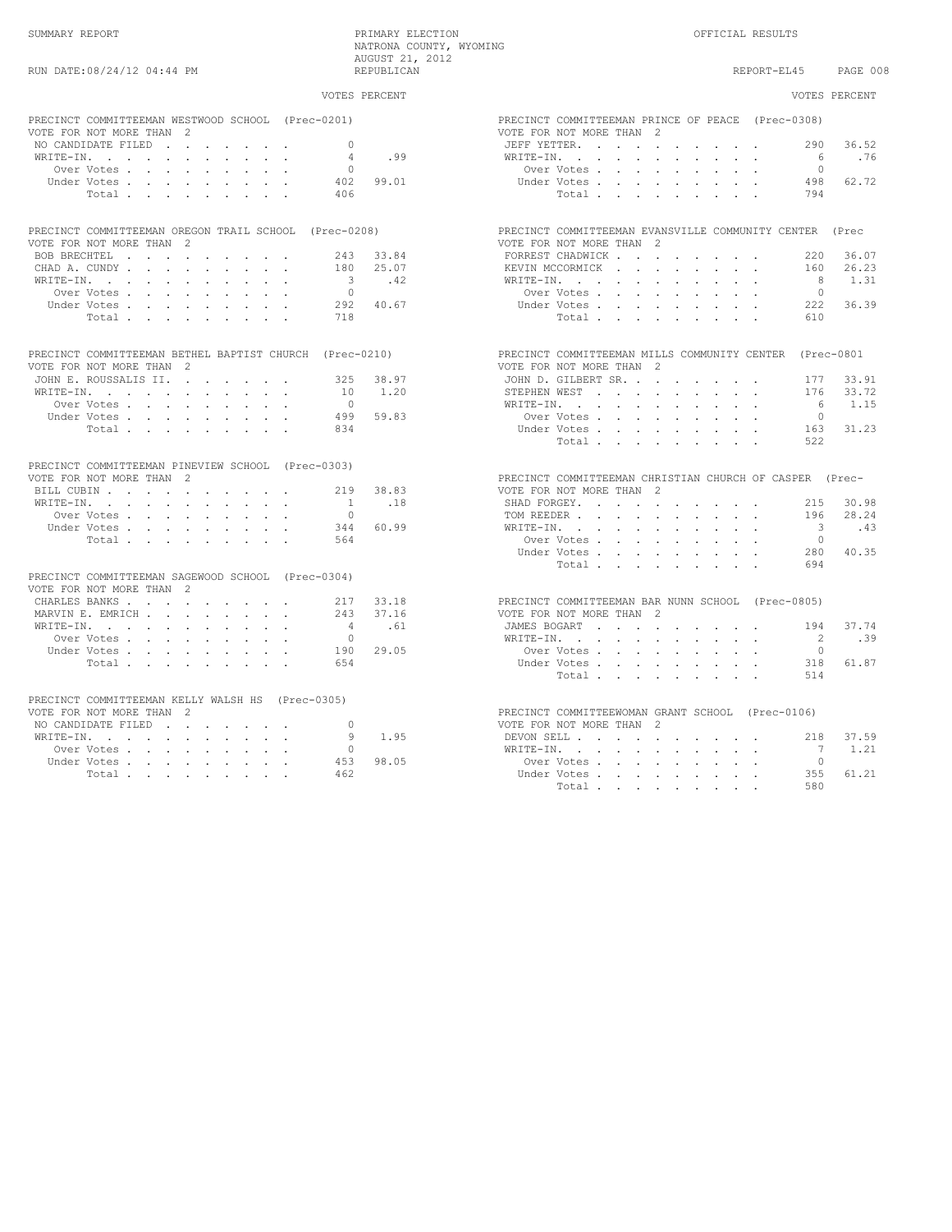SUMMARY REPORT — PRIMARY ELECTION — NATRONA COUNTY, WYOMING — AUGUST 21, 2012 — REPUBLICAN — OFFICIAL RESULTS

RUN DATE:08/24/12 04:44 PM — REPORT-EL45 PAGE 008

### PRECINCT COMMITTEEMAN WESTWOOD SCHOOL (Prec-0201)

VOTE FOR NOT MORE THAN 2

| | VOTES | PERCENT |
|---|---|---|
| NO CANDIDATE FILED | 0 | |
| WRITE-IN. | 4 | .99 |
| Over Votes | 0 | |
| Under Votes | 402 | 99.01 |
| Total | 406 | |

### PRECINCT COMMITTEEMAN OREGON TRAIL SCHOOL (Prec-0208)

VOTE FOR NOT MORE THAN 2

| | VOTES | PERCENT |
|---|---|---|
| BOB BRECHTEL | 243 | 33.84 |
| CHAD A. CUNDY | 180 | 25.07 |
| WRITE-IN. | 3 | .42 |
| Over Votes | 0 | |
| Under Votes | 292 | 40.67 |
| Total | 718 | |

### PRECINCT COMMITTEEMAN BETHEL BAPTIST CHURCH (Prec-0210)

VOTE FOR NOT MORE THAN 2

| | VOTES | PERCENT |
|---|---|---|
| JOHN E. ROUSSALIS II. | 325 | 38.97 |
| WRITE-IN. | 10 | 1.20 |
| Over Votes | 0 | |
| Under Votes | 499 | 59.83 |
| Total | 834 | |

### PRECINCT COMMITTEEMAN PINEVIEW SCHOOL (Prec-0303)

VOTE FOR NOT MORE THAN 2

| | VOTES | PERCENT |
|---|---|---|
| BILL CUBIN | 219 | 38.83 |
| WRITE-IN. | 1 | .18 |
| Over Votes | 0 | |
| Under Votes | 344 | 60.99 |
| Total | 564 | |

### PRECINCT COMMITTEEMAN SAGEWOOD SCHOOL (Prec-0304)

VOTE FOR NOT MORE THAN 2

| | VOTES | PERCENT |
|---|---|---|
| CHARLES BANKS | 217 | 33.18 |
| MARVIN E. EMRICH | 243 | 37.16 |
| WRITE-IN. | 4 | .61 |
| Over Votes | 0 | |
| Under Votes | 190 | 29.05 |
| Total | 654 | |

### PRECINCT COMMITTEEMAN KELLY WALSH HS (Prec-0305)

VOTE FOR NOT MORE THAN 2

| | VOTES | PERCENT |
|---|---|---|
| NO CANDIDATE FILED | 0 | |
| WRITE-IN. | 9 | 1.95 |
| Over Votes | 0 | |
| Under Votes | 453 | 98.05 |
| Total | 462 | |

### PRECINCT COMMITTEEMAN PRINCE OF PEACE (Prec-0308)

VOTE FOR NOT MORE THAN 2

| | VOTES | PERCENT |
|---|---|---|
| JEFF YETTER. | 290 | 36.52 |
| WRITE-IN. | 6 | .76 |
| Over Votes | 0 | |
| Under Votes | 498 | 62.72 |
| Total | 794 | |

### PRECINCT COMMITTEEMAN EVANSVILLE COMMUNITY CENTER (Prec

VOTE FOR NOT MORE THAN 2

| | VOTES | PERCENT |
|---|---|---|
| FORREST CHADWICK | 220 | 36.07 |
| KEVIN MCCORMICK | 160 | 26.23 |
| WRITE-IN. | 8 | 1.31 |
| Over Votes | 0 | |
| Under Votes | 222 | 36.39 |
| Total | 610 | |

### PRECINCT COMMITTEEMAN MILLS COMMUNITY CENTER (Prec-0801

VOTE FOR NOT MORE THAN 2

| | VOTES | PERCENT |
|---|---|---|
| JOHN D. GILBERT SR. | 177 | 33.91 |
| STEPHEN WEST | 176 | 33.72 |
| WRITE-IN. | 6 | 1.15 |
| Over Votes | 0 | |
| Under Votes | 163 | 31.23 |
| Total | 522 | |

### PRECINCT COMMITTEEMAN CHRISTIAN CHURCH OF CASPER (Prec-

VOTE FOR NOT MORE THAN 2

| | VOTES | PERCENT |
|---|---|---|
| SHAD FORGEY. | 215 | 30.98 |
| TOM REEDER | 196 | 28.24 |
| WRITE-IN. | 3 | .43 |
| Over Votes | 0 | |
| Under Votes | 280 | 40.35 |
| Total | 694 | |

### PRECINCT COMMITTEEMAN BAR NUNN SCHOOL (Prec-0805)

VOTE FOR NOT MORE THAN 2

| | VOTES | PERCENT |
|---|---|---|
| JAMES BOGART | 194 | 37.74 |
| WRITE-IN. | 2 | .39 |
| Over Votes | 0 | |
| Under Votes | 318 | 61.87 |
| Total | 514 | |

### PRECINCT COMMITTEEWOMAN GRANT SCHOOL (Prec-0106)

VOTE FOR NOT MORE THAN 2

| | VOTES | PERCENT |
|---|---|---|
| DEVON SELL | 218 | 37.59 |
| WRITE-IN. | 7 | 1.21 |
| Over Votes | 0 | |
| Under Votes | 355 | 61.21 |
| Total | 580 | |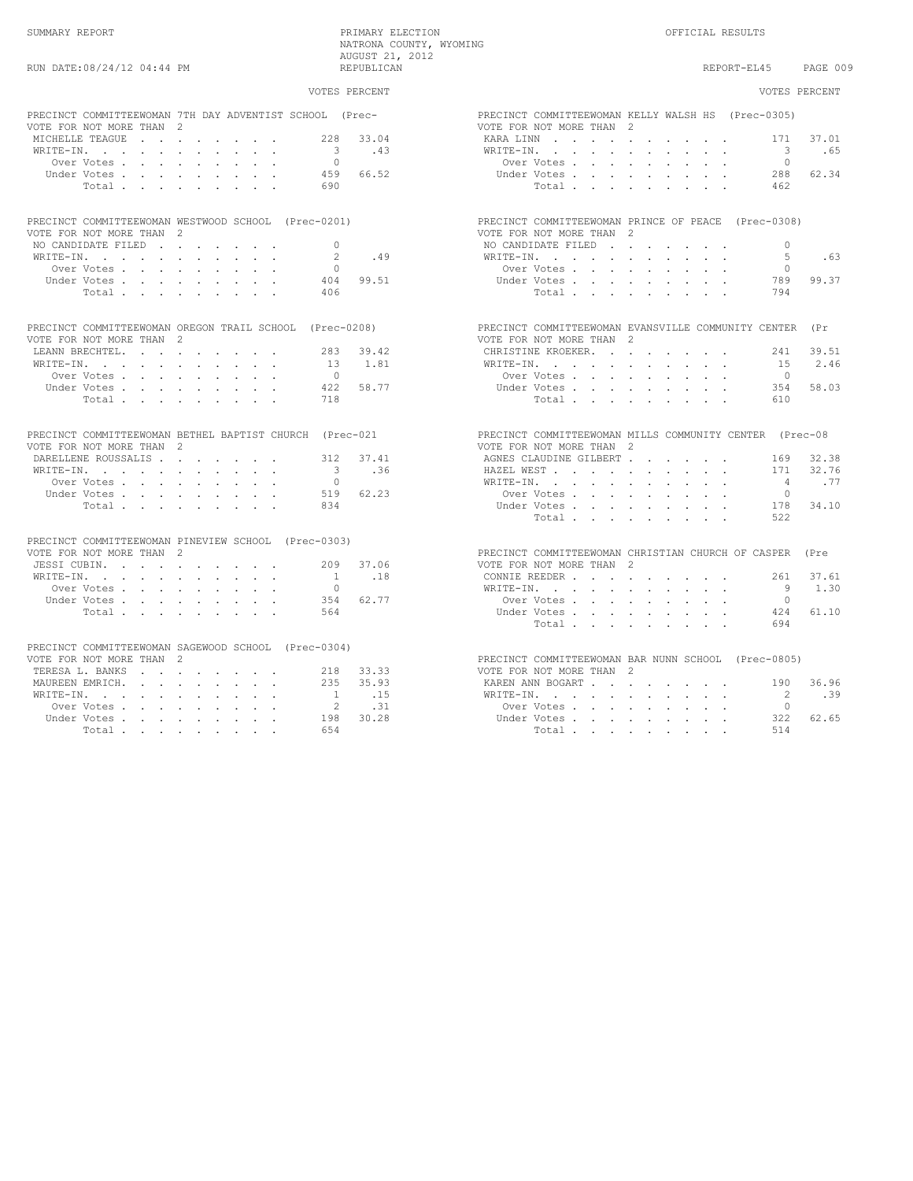SUMMARY REPORT

PRIMARY ELECTION
NATRONA COUNTY, WYOMING
AUGUST 21, 2012
REPUBLICAN

OFFICIAL RESULTS

RUN DATE:08/24/12 04:44 PM

REPORT-EL45

### PRECINCT COMMITTEEWOMAN 7TH DAY ADVENTIST SCHOOL (Prec-

VOTE FOR NOT MORE THAN 2

| | VOTES | PERCENT |
|---|---|---|
| MICHELLE TEAGUE | 228 | 33.04 |
| WRITE-IN. | 3 | .43 |
| Over Votes | 0 | |
| Under Votes | 459 | 66.52 |
| Total | 690 | |

### PRECINCT COMMITTEEWOMAN WESTWOOD SCHOOL (Prec-0201)

VOTE FOR NOT MORE THAN 2

| | VOTES | PERCENT |
|---|---|---|
| NO CANDIDATE FILED | 0 | |
| WRITE-IN. | 2 | .49 |
| Over Votes | 0 | |
| Under Votes | 404 | 99.51 |
| Total | 406 | |

### PRECINCT COMMITTEEWOMAN OREGON TRAIL SCHOOL (Prec-0208)

VOTE FOR NOT MORE THAN 2

| | VOTES | PERCENT |
|---|---|---|
| LEANN BRECHTEL. | 283 | 39.42 |
| WRITE-IN. | 13 | 1.81 |
| Over Votes | 0 | |
| Under Votes | 422 | 58.77 |
| Total | 718 | |

### PRECINCT COMMITTEEWOMAN BETHEL BAPTIST CHURCH (Prec-021

VOTE FOR NOT MORE THAN 2

| | VOTES | PERCENT |
|---|---|---|
| DARELLENE ROUSSALIS | 312 | 37.41 |
| WRITE-IN. | 3 | .36 |
| Over Votes | 0 | |
| Under Votes | 519 | 62.23 |
| Total | 834 | |

### PRECINCT COMMITTEEWOMAN PINEVIEW SCHOOL (Prec-0303)

VOTE FOR NOT MORE THAN 2

| | VOTES | PERCENT |
|---|---|---|
| JESSI CUBIN. | 209 | 37.06 |
| WRITE-IN. | 1 | .18 |
| Over Votes | 0 | |
| Under Votes | 354 | 62.77 |
| Total | 564 | |

### PRECINCT COMMITTEEWOMAN SAGEWOOD SCHOOL (Prec-0304)

VOTE FOR NOT MORE THAN 2

| | VOTES | PERCENT |
|---|---|---|
| TERESA L. BANKS | 218 | 33.33 |
| MAUREEN EMRICH. | 235 | 35.93 |
| WRITE-IN. | 1 | .15 |
| Over Votes | 2 | .31 |
| Under Votes | 198 | 30.28 |
| Total | 654 | |

### PRECINCT COMMITTEEWOMAN KELLY WALSH HS (Prec-0305)

VOTE FOR NOT MORE THAN 2

| | VOTES | PERCENT |
|---|---|---|
| KARA LINN | 171 | 37.01 |
| WRITE-IN. | 3 | .65 |
| Over Votes | 0 | |
| Under Votes | 288 | 62.34 |
| Total | 462 | |

### PRECINCT COMMITTEEWOMAN PRINCE OF PEACE (Prec-0308)

VOTE FOR NOT MORE THAN 2

| | VOTES | PERCENT |
|---|---|---|
| NO CANDIDATE FILED | 0 | |
| WRITE-IN. | 5 | .63 |
| Over Votes | 0 | |
| Under Votes | 789 | 99.37 |
| Total | 794 | |

### PRECINCT COMMITTEEWOMAN EVANSVILLE COMMUNITY CENTER (Pr

VOTE FOR NOT MORE THAN 2

| | VOTES | PERCENT |
|---|---|---|
| CHRISTINE KROEKER. | 241 | 39.51 |
| WRITE-IN. | 15 | 2.46 |
| Over Votes | 0 | |
| Under Votes | 354 | 58.03 |
| Total | 610 | |

### PRECINCT COMMITTEEWOMAN MILLS COMMUNITY CENTER (Prec-08

VOTE FOR NOT MORE THAN 2

| | VOTES | PERCENT |
|---|---|---|
| AGNES CLAUDINE GILBERT | 169 | 32.38 |
| HAZEL WEST | 171 | 32.76 |
| WRITE-IN. | 4 | .77 |
| Over Votes | 0 | |
| Under Votes | 178 | 34.10 |
| Total | 522 | |

### PRECINCT COMMITTEEWOMAN CHRISTIAN CHURCH OF CASPER (Pre

VOTE FOR NOT MORE THAN 2

| | VOTES | PERCENT |
|---|---|---|
| CONNIE REEDER | 261 | 37.61 |
| WRITE-IN. | 9 | 1.30 |
| Over Votes | 0 | |
| Under Votes | 424 | 61.10 |
| Total | 694 | |

### PRECINCT COMMITTEEWOMAN BAR NUNN SCHOOL (Prec-0805)

VOTE FOR NOT MORE THAN 2

| | VOTES | PERCENT |
|---|---|---|
| KAREN ANN BOGART | 190 | 36.96 |
| WRITE-IN. | 2 | .39 |
| Over Votes | 0 | |
| Under Votes | 322 | 62.65 |
| Total | 514 | |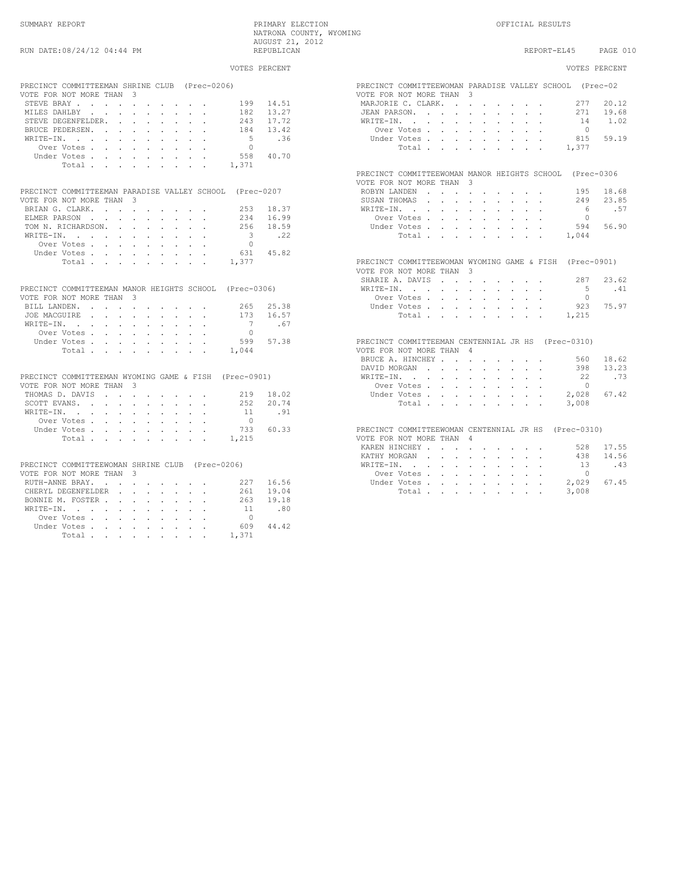SUMMARY REPORT — PRIMARY ELECTION — NATRONA COUNTY, WYOMING — AUGUST 21, 2012 — REPUBLICAN — OFFICIAL RESULTS

RUN DATE:08/24/12 04:44 PM — REPORT-EL45

### PRECINCT COMMITTEEMAN SHRINE CLUB (Prec-0206)

VOTE FOR NOT MORE THAN 3

| | VOTES | PERCENT |
|---|---|---|
| STEVE BRAY | 199 | 14.51 |
| MILES DAHLBY | 182 | 13.27 |
| STEVE DEGENFELDER. | 243 | 17.72 |
| BRUCE PEDERSEN. | 184 | 13.42 |
| WRITE-IN. | 5 | .36 |
| Over Votes | 0 | |
| Under Votes | 558 | 40.70 |
| Total | 1,371 | |

### PRECINCT COMMITTEEMAN PARADISE VALLEY SCHOOL (Prec-0207

VOTE FOR NOT MORE THAN 3

| | VOTES | PERCENT |
|---|---|---|
| BRIAN G. CLARK. | 253 | 18.37 |
| ELMER PARSON | 234 | 16.99 |
| TOM N. RICHARDSON. | 256 | 18.59 |
| WRITE-IN. | 3 | .22 |
| Over Votes | 0 | |
| Under Votes | 631 | 45.82 |
| Total | 1,377 | |

### PRECINCT COMMITTEEMAN MANOR HEIGHTS SCHOOL (Prec-0306)

VOTE FOR NOT MORE THAN 3

| | VOTES | PERCENT |
|---|---|---|
| BILL LANDEN. | 265 | 25.38 |
| JOE MACGUIRE | 173 | 16.57 |
| WRITE-IN. | 7 | .67 |
| Over Votes | 0 | |
| Under Votes | 599 | 57.38 |
| Total | 1,044 | |

### PRECINCT COMMITTEEMAN WYOMING GAME & FISH (Prec-0901)

VOTE FOR NOT MORE THAN 3

| | VOTES | PERCENT |
|---|---|---|
| THOMAS D. DAVIS | 219 | 18.02 |
| SCOTT EVANS. | 252 | 20.74 |
| WRITE-IN. | 11 | .91 |
| Over Votes | 0 | |
| Under Votes | 733 | 60.33 |
| Total | 1,215 | |

### PRECINCT COMMITTEEWOMAN SHRINE CLUB (Prec-0206)

VOTE FOR NOT MORE THAN 3

| | VOTES | PERCENT |
|---|---|---|
| RUTH-ANNE BRAY. | 227 | 16.56 |
| CHERYL DEGENFELDER | 261 | 19.04 |
| BONNIE M. FOSTER | 263 | 19.18 |
| WRITE-IN. | 11 | .80 |
| Over Votes | 0 | |
| Under Votes | 609 | 44.42 |
| Total | 1,371 | |

### PRECINCT COMMITTEEWOMAN PARADISE VALLEY SCHOOL (Prec-02

VOTE FOR NOT MORE THAN 3

| | VOTES | PERCENT |
|---|---|---|
| MARJORIE C. CLARK. | 277 | 20.12 |
| JEAN PARSON. | 271 | 19.68 |
| WRITE-IN. | 14 | 1.02 |
| Over Votes | 0 | |
| Under Votes | 815 | 59.19 |
| Total | 1,377 | |

### PRECINCT COMMITTEEWOMAN MANOR HEIGHTS SCHOOL (Prec-0306

VOTE FOR NOT MORE THAN 3

| | VOTES | PERCENT |
|---|---|---|
| ROBYN LANDEN | 195 | 18.68 |
| SUSAN THOMAS | 249 | 23.85 |
| WRITE-IN. | 6 | .57 |
| Over Votes | 0 | |
| Under Votes | 594 | 56.90 |
| Total | 1,044 | |

### PRECINCT COMMITTEEWOMAN WYOMING GAME & FISH (Prec-0901)

VOTE FOR NOT MORE THAN 3

| | VOTES | PERCENT |
|---|---|---|
| SHARIE A. DAVIS | 287 | 23.62 |
| WRITE-IN. | 5 | .41 |
| Over Votes | 0 | |
| Under Votes | 923 | 75.97 |
| Total | 1,215 | |

### PRECINCT COMMITTEEMAN CENTENNIAL JR HS (Prec-0310)

VOTE FOR NOT MORE THAN 4

| | VOTES | PERCENT |
|---|---|---|
| BRUCE A. HINCHEY | 560 | 18.62 |
| DAVID MORGAN | 398 | 13.23 |
| WRITE-IN. | 22 | .73 |
| Over Votes | 0 | |
| Under Votes | 2,028 | 67.42 |
| Total | 3,008 | |

### PRECINCT COMMITTEEWOMAN CENTENNIAL JR HS (Prec-0310)

VOTE FOR NOT MORE THAN 4

| | VOTES | PERCENT |
|---|---|---|
| KAREN HINCHEY | 528 | 17.55 |
| KATHY MORGAN | 438 | 14.56 |
| WRITE-IN. | 13 | .43 |
| Over Votes | 0 | |
| Under Votes | 2,029 | 67.45 |
| Total | 3,008 | |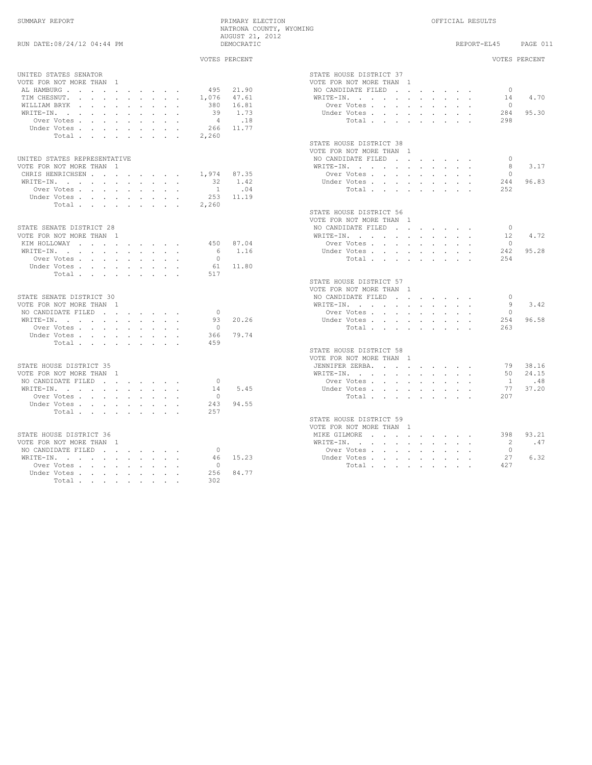SUMMARY REPORT

PRIMARY ELECTION
NATRONA COUNTY, WYOMING
AUGUST 21, 2012
DEMOCRATIC

OFFICIAL RESULTS

RUN DATE:08/24/12 04:44 PM

REPORT-EL45

### UNITED STATES SENATOR
VOTE FOR NOT MORE THAN 1

| | VOTES | PERCENT |
|---|---|---|
| AL HAMBURG | 495 | 21.90 |
| TIM CHESNUT | 1,076 | 47.61 |
| WILLIAM BRYK | 380 | 16.81 |
| WRITE-IN. | 39 | 1.73 |
| Over Votes | 4 | .18 |
| Under Votes | 266 | 11.77 |
| Total | 2,260 | |

### UNITED STATES REPRESENTATIVE
VOTE FOR NOT MORE THAN 1

| | VOTES | PERCENT |
|---|---|---|
| CHRIS HENRICHSEN | 1,974 | 87.35 |
| WRITE-IN. | 32 | 1.42 |
| Over Votes | 1 | .04 |
| Under Votes | 253 | 11.19 |
| Total | 2,260 | |

### STATE SENATE DISTRICT 28
VOTE FOR NOT MORE THAN 1

| | VOTES | PERCENT |
|---|---|---|
| KIM HOLLOWAY | 450 | 87.04 |
| WRITE-IN. | 6 | 1.16 |
| Over Votes | 0 | |
| Under Votes | 61 | 11.80 |
| Total | 517 | |

### STATE SENATE DISTRICT 30
VOTE FOR NOT MORE THAN 1

| | VOTES | PERCENT |
|---|---|---|
| NO CANDIDATE FILED | 0 | |
| WRITE-IN. | 93 | 20.26 |
| Over Votes | 0 | |
| Under Votes | 366 | 79.74 |
| Total | 459 | |

### STATE HOUSE DISTRICT 35
VOTE FOR NOT MORE THAN 1

| | VOTES | PERCENT |
|---|---|---|
| NO CANDIDATE FILED | 0 | |
| WRITE-IN. | 14 | 5.45 |
| Over Votes | 0 | |
| Under Votes | 243 | 94.55 |
| Total | 257 | |

### STATE HOUSE DISTRICT 36
VOTE FOR NOT MORE THAN 1

| | VOTES | PERCENT |
|---|---|---|
| NO CANDIDATE FILED | 0 | |
| WRITE-IN. | 46 | 15.23 |
| Over Votes | 0 | |
| Under Votes | 256 | 84.77 |
| Total | 302 | |

### STATE HOUSE DISTRICT 37
VOTE FOR NOT MORE THAN 1

| | VOTES | PERCENT |
|---|---|---|
| NO CANDIDATE FILED | 0 | |
| WRITE-IN. | 14 | 4.70 |
| Over Votes | 0 | |
| Under Votes | 284 | 95.30 |
| Total | 298 | |

### STATE HOUSE DISTRICT 38
VOTE FOR NOT MORE THAN 1

| | VOTES | PERCENT |
|---|---|---|
| NO CANDIDATE FILED | 0 | |
| WRITE-IN. | 8 | 3.17 |
| Over Votes | 0 | |
| Under Votes | 244 | 96.83 |
| Total | 252 | |

### STATE HOUSE DISTRICT 56
VOTE FOR NOT MORE THAN 1

| | VOTES | PERCENT |
|---|---|---|
| NO CANDIDATE FILED | 0 | |
| WRITE-IN. | 12 | 4.72 |
| Over Votes | 0 | |
| Under Votes | 242 | 95.28 |
| Total | 254 | |

### STATE HOUSE DISTRICT 57
VOTE FOR NOT MORE THAN 1

| | VOTES | PERCENT |
|---|---|---|
| NO CANDIDATE FILED | 0 | |
| WRITE-IN. | 9 | 3.42 |
| Over Votes | 0 | |
| Under Votes | 254 | 96.58 |
| Total | 263 | |

### STATE HOUSE DISTRICT 58
VOTE FOR NOT MORE THAN 1

| | VOTES | PERCENT |
|---|---|---|
| JENNIFER ZERBA | 79 | 38.16 |
| WRITE-IN. | 50 | 24.15 |
| Over Votes | 1 | .48 |
| Under Votes | 77 | 37.20 |
| Total | 207 | |

### STATE HOUSE DISTRICT 59
VOTE FOR NOT MORE THAN 1

| | VOTES | PERCENT |
|---|---|---|
| MIKE GILMORE | 398 | 93.21 |
| WRITE-IN. | 2 | .47 |
| Over Votes | 0 | |
| Under Votes | 27 | 6.32 |
| Total | 427 | |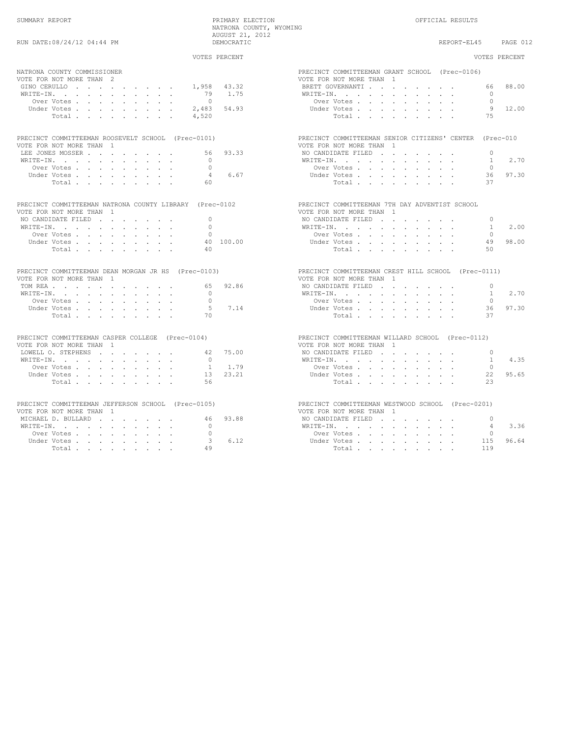SUMMARY REPORT — PRIMARY ELECTION — NATRONA COUNTY, WYOMING — AUGUST 21, 2012 — DEMOCRATIC — OFFICIAL RESULTS

RUN DATE:08/24/12 04:44 PM — REPORT-EL45

### NATRONA COUNTY COMMISSIONER
VOTE FOR NOT MORE THAN 2

| | VOTES | PERCENT |
|---|---|---|
| GINO CERULLO | 1,958 | 43.32 |
| WRITE-IN. | 79 | 1.75 |
| Over Votes | 0 | |
| Under Votes | 2,483 | 54.93 |
| Total | 4,520 | |

### PRECINCT COMMITTEEMAN ROOSEVELT SCHOOL (Prec-0101)
VOTE FOR NOT MORE THAN 1

| | VOTES | PERCENT |
|---|---|---|
| LEE JONES MOSSER | 56 | 93.33 |
| WRITE-IN. | 0 | |
| Over Votes | 0 | |
| Under Votes | 4 | 6.67 |
| Total | 60 | |

### PRECINCT COMMITTEEMAN NATRONA COUNTY LIBRARY (Prec-0102
VOTE FOR NOT MORE THAN 1

| | VOTES | PERCENT |
|---|---|---|
| NO CANDIDATE FILED | 0 | |
| WRITE-IN. | 0 | |
| Over Votes | 0 | |
| Under Votes | 40 | 100.00 |
| Total | 40 | |

### PRECINCT COMMITTEEMAN DEAN MORGAN JR HS (Prec-0103)
VOTE FOR NOT MORE THAN 1

| | VOTES | PERCENT |
|---|---|---|
| TOM REA | 65 | 92.86 |
| WRITE-IN. | 0 | |
| Over Votes | 0 | |
| Under Votes | 5 | 7.14 |
| Total | 70 | |

### PRECINCT COMMITTEEMAN CASPER COLLEGE (Prec-0104)
VOTE FOR NOT MORE THAN 1

| | VOTES | PERCENT |
|---|---|---|
| LOWELL O. STEPHENS | 42 | 75.00 |
| WRITE-IN. | 0 | |
| Over Votes | 1 | 1.79 |
| Under Votes | 13 | 23.21 |
| Total | 56 | |

### PRECINCT COMMITTEEMAN JEFFERSON SCHOOL (Prec-0105)
VOTE FOR NOT MORE THAN 1

| | VOTES | PERCENT |
|---|---|---|
| MICHAEL D. BULLARD | 46 | 93.88 |
| WRITE-IN. | 0 | |
| Over Votes | 0 | |
| Under Votes | 3 | 6.12 |
| Total | 49 | |

### PRECINCT COMMITTEEMAN GRANT SCHOOL (Prec-0106)
VOTE FOR NOT MORE THAN 1

| | VOTES | PERCENT |
|---|---|---|
| BRETT GOVERNANTI | 66 | 88.00 |
| WRITE-IN. | 0 | |
| Over Votes | 0 | |
| Under Votes | 9 | 12.00 |
| Total | 75 | |

### PRECINCT COMMITTEEMAN SENIOR CITIZENS' CENTER (Prec-010
VOTE FOR NOT MORE THAN 1

| | VOTES | PERCENT |
|---|---|---|
| NO CANDIDATE FILED | 0 | |
| WRITE-IN. | 1 | 2.70 |
| Over Votes | 0 | |
| Under Votes | 36 | 97.30 |
| Total | 37 | |

### PRECINCT COMMITTEEMAN 7TH DAY ADVENTIST SCHOOL
VOTE FOR NOT MORE THAN 1

| | VOTES | PERCENT |
|---|---|---|
| NO CANDIDATE FILED | 0 | |
| WRITE-IN. | 1 | 2.00 |
| Over Votes | 0 | |
| Under Votes | 49 | 98.00 |
| Total | 50 | |

### PRECINCT COMMITTEEMAN CREST HILL SCHOOL (Prec-0111)
VOTE FOR NOT MORE THAN 1

| | VOTES | PERCENT |
|---|---|---|
| NO CANDIDATE FILED | 0 | |
| WRITE-IN. | 1 | 2.70 |
| Over Votes | 0 | |
| Under Votes | 36 | 97.30 |
| Total | 37 | |

### PRECINCT COMMITTEEMAN WILLARD SCHOOL (Prec-0112)
VOTE FOR NOT MORE THAN 1

| | VOTES | PERCENT |
|---|---|---|
| NO CANDIDATE FILED | 0 | |
| WRITE-IN. | 1 | 4.35 |
| Over Votes | 0 | |
| Under Votes | 22 | 95.65 |
| Total | 23 | |

### PRECINCT COMMITTEEMAN WESTWOOD SCHOOL (Prec-0201)
VOTE FOR NOT MORE THAN 1

| | VOTES | PERCENT |
|---|---|---|
| NO CANDIDATE FILED | 0 | |
| WRITE-IN. | 4 | 3.36 |
| Over Votes | 0 | |
| Under Votes | 115 | 96.64 |
| Total | 119 | |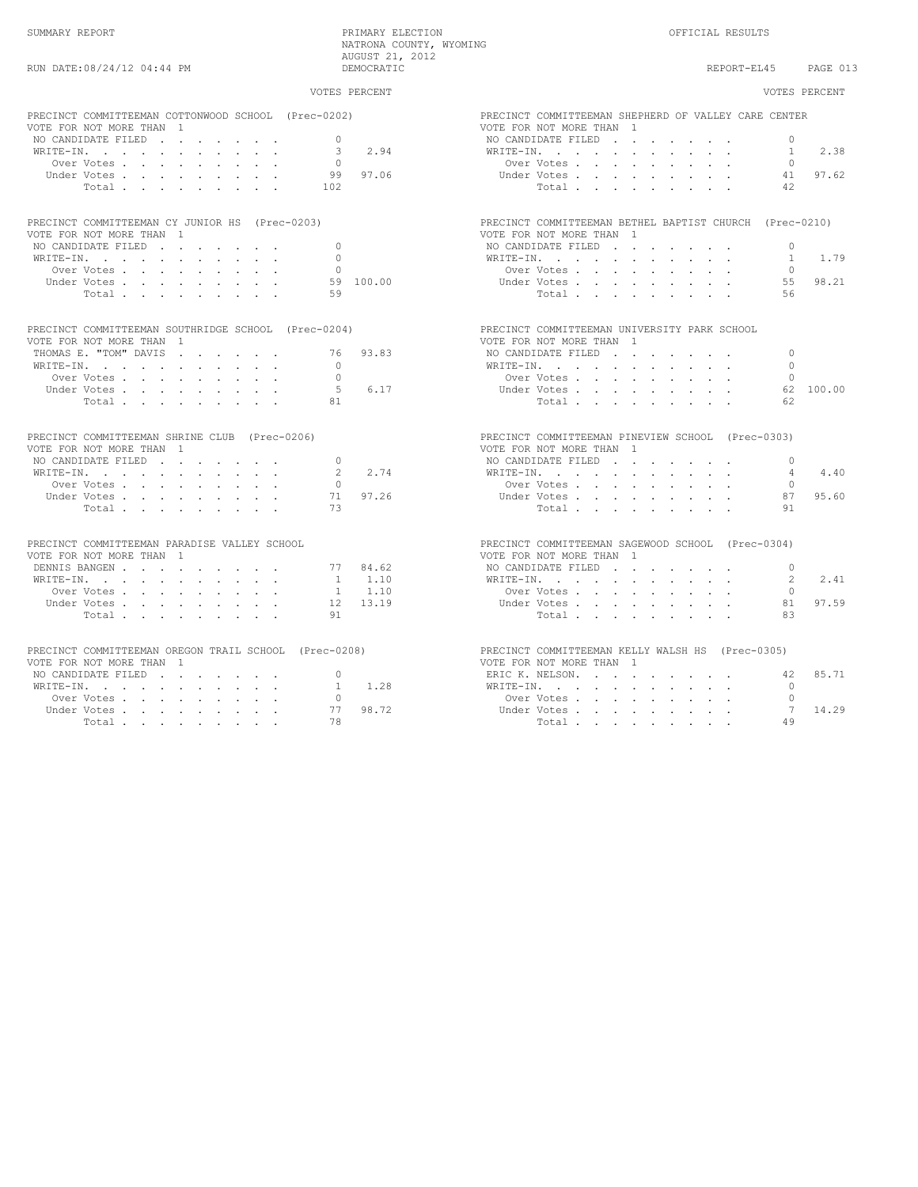## PRECINCT COMMITTEEMAN COTTONWOOD SCHOOL (Prec-0202)

VOTE FOR NOT MORE THAN 1

| | VOTES | PERCENT |
|---|---|---|
| NO CANDIDATE FILED | 0 | |
| WRITE-IN. | 3 | 2.94 |
| Over Votes | 0 | |
| Under Votes | 99 | 97.06 |
| Total | 102 | |

## PRECINCT COMMITTEEMAN CY JUNIOR HS (Prec-0203)

VOTE FOR NOT MORE THAN 1

| | VOTES | PERCENT |
|---|---|---|
| NO CANDIDATE FILED | 0 | |
| WRITE-IN. | 0 | |
| Over Votes | 0 | |
| Under Votes | 59 | 100.00 |
| Total | 59 | |

## PRECINCT COMMITTEEMAN SOUTHRIDGE SCHOOL (Prec-0204)

VOTE FOR NOT MORE THAN 1

| | VOTES | PERCENT |
|---|---|---|
| THOMAS E. "TOM" DAVIS | 76 | 93.83 |
| WRITE-IN. | 0 | |
| Over Votes | 0 | |
| Under Votes | 5 | 6.17 |
| Total | 81 | |

## PRECINCT COMMITTEEMAN SHRINE CLUB (Prec-0206)

VOTE FOR NOT MORE THAN 1

| | VOTES | PERCENT |
|---|---|---|
| NO CANDIDATE FILED | 0 | |
| WRITE-IN. | 2 | 2.74 |
| Over Votes | 0 | |
| Under Votes | 71 | 97.26 |
| Total | 73 | |

## PRECINCT COMMITTEEMAN PARADISE VALLEY SCHOOL

VOTE FOR NOT MORE THAN 1

| | VOTES | PERCENT |
|---|---|---|
| DENNIS BANGEN | 77 | 84.62 |
| WRITE-IN. | 1 | 1.10 |
| Over Votes | 1 | 1.10 |
| Under Votes | 12 | 13.19 |
| Total | 91 | |

## PRECINCT COMMITTEEMAN OREGON TRAIL SCHOOL (Prec-0208)

VOTE FOR NOT MORE THAN 1

| | VOTES | PERCENT |
|---|---|---|
| NO CANDIDATE FILED | 0 | |
| WRITE-IN. | 1 | 1.28 |
| Over Votes | 0 | |
| Under Votes | 77 | 98.72 |
| Total | 78 | |

## PRECINCT COMMITTEEMAN SHEPHERD OF VALLEY CARE CENTER

VOTE FOR NOT MORE THAN 1

| | VOTES | PERCENT |
|---|---|---|
| NO CANDIDATE FILED | 0 | |
| WRITE-IN. | 1 | 2.38 |
| Over Votes | 0 | |
| Under Votes | 41 | 97.62 |
| Total | 42 | |

## PRECINCT COMMITTEEMAN BETHEL BAPTIST CHURCH (Prec-0210)

VOTE FOR NOT MORE THAN 1

| | VOTES | PERCENT |
|---|---|---|
| NO CANDIDATE FILED | 0 | |
| WRITE-IN. | 1 | 1.79 |
| Over Votes | 0 | |
| Under Votes | 55 | 98.21 |
| Total | 56 | |

## PRECINCT COMMITTEEMAN UNIVERSITY PARK SCHOOL

VOTE FOR NOT MORE THAN 1

| | VOTES | PERCENT |
|---|---|---|
| NO CANDIDATE FILED | 0 | |
| WRITE-IN. | 0 | |
| Over Votes | 0 | |
| Under Votes | 62 | 100.00 |
| Total | 62 | |

## PRECINCT COMMITTEEMAN PINEVIEW SCHOOL (Prec-0303)

VOTE FOR NOT MORE THAN 1

| | VOTES | PERCENT |
|---|---|---|
| NO CANDIDATE FILED | 0 | |
| WRITE-IN. | 4 | 4.40 |
| Over Votes | 0 | |
| Under Votes | 87 | 95.60 |
| Total | 91 | |

## PRECINCT COMMITTEEMAN SAGEWOOD SCHOOL (Prec-0304)

VOTE FOR NOT MORE THAN 1

| | VOTES | PERCENT |
|---|---|---|
| NO CANDIDATE FILED | 0 | |
| WRITE-IN. | 2 | 2.41 |
| Over Votes | 0 | |
| Under Votes | 81 | 97.59 |
| Total | 83 | |

## PRECINCT COMMITTEEMAN KELLY WALSH HS (Prec-0305)

VOTE FOR NOT MORE THAN 1

| | VOTES | PERCENT |
|---|---|---|
| ERIC K. NELSON. | 42 | 85.71 |
| WRITE-IN. | 0 | |
| Over Votes | 0 | |
| Under Votes | 7 | 14.29 |
| Total | 49 | |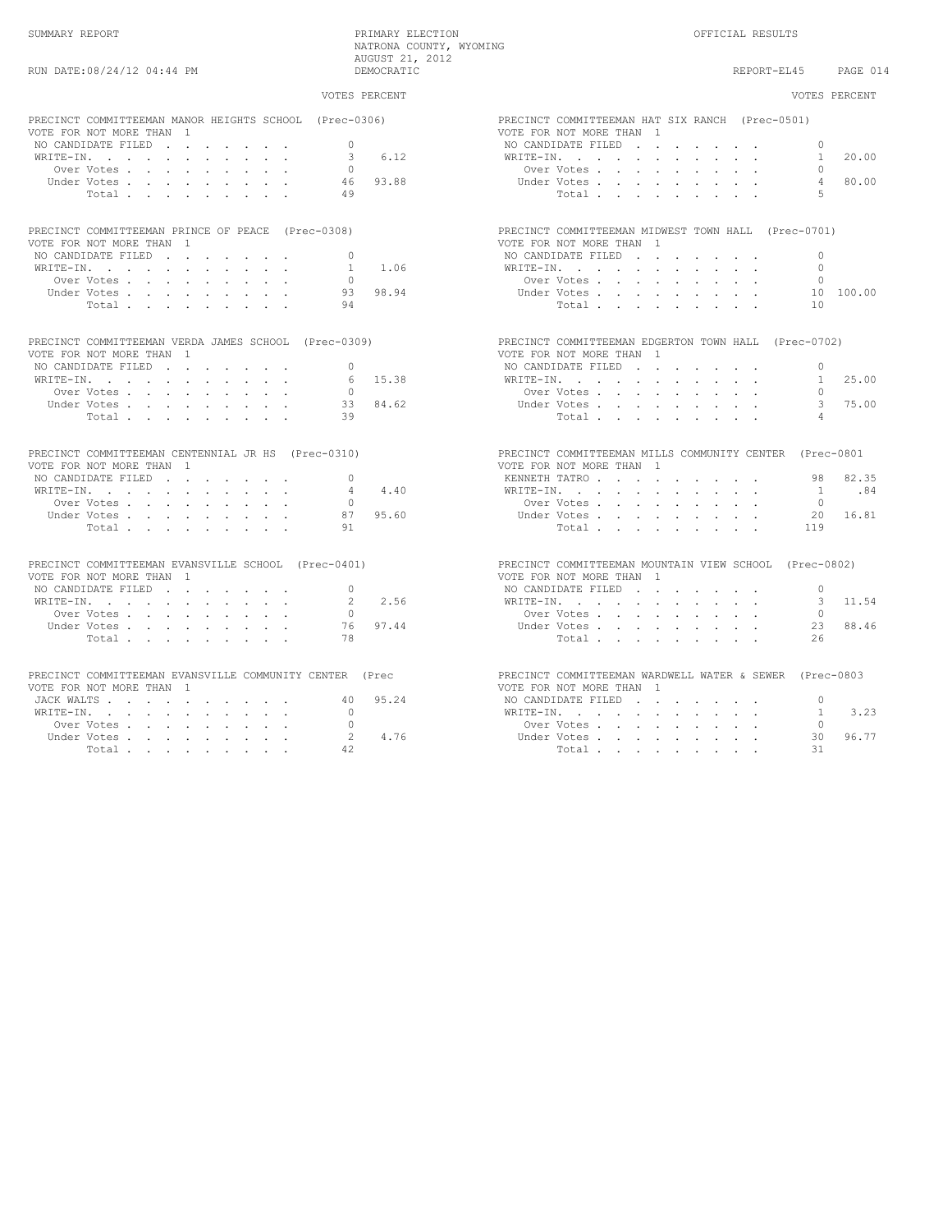SUMMARY REPORT

PRIMARY ELECTION
NATRONA COUNTY, WYOMING
AUGUST 21, 2012
DEMOCRATIC

OFFICIAL RESULTS

RUN DATE:08/24/12 04:44 PM

REPORT-EL45

### PRECINCT COMMITTEEMAN MANOR HEIGHTS SCHOOL (Prec-0306)

VOTE FOR NOT MORE THAN 1

| | VOTES | PERCENT |
|---|---|---|
| NO CANDIDATE FILED | 0 | |
| WRITE-IN. | 3 | 6.12 |
| Over Votes | 0 | |
| Under Votes | 46 | 93.88 |
| Total | 49 | |

### PRECINCT COMMITTEEMAN PRINCE OF PEACE (Prec-0308)

VOTE FOR NOT MORE THAN 1

| | VOTES | PERCENT |
|---|---|---|
| NO CANDIDATE FILED | 0 | |
| WRITE-IN. | 1 | 1.06 |
| Over Votes | 0 | |
| Under Votes | 93 | 98.94 |
| Total | 94 | |

### PRECINCT COMMITTEEMAN VERDA JAMES SCHOOL (Prec-0309)

VOTE FOR NOT MORE THAN 1

| | VOTES | PERCENT |
|---|---|---|
| NO CANDIDATE FILED | 0 | |
| WRITE-IN. | 6 | 15.38 |
| Over Votes | 0 | |
| Under Votes | 33 | 84.62 |
| Total | 39 | |

### PRECINCT COMMITTEEMAN CENTENNIAL JR HS (Prec-0310)

VOTE FOR NOT MORE THAN 1

| | VOTES | PERCENT |
|---|---|---|
| NO CANDIDATE FILED | 0 | |
| WRITE-IN. | 4 | 4.40 |
| Over Votes | 0 | |
| Under Votes | 87 | 95.60 |
| Total | 91 | |

### PRECINCT COMMITTEEMAN EVANSVILLE SCHOOL (Prec-0401)

VOTE FOR NOT MORE THAN 1

| | VOTES | PERCENT |
|---|---|---|
| NO CANDIDATE FILED | 0 | |
| WRITE-IN. | 2 | 2.56 |
| Over Votes | 0 | |
| Under Votes | 76 | 97.44 |
| Total | 78 | |

### PRECINCT COMMITTEEMAN EVANSVILLE COMMUNITY CENTER (Prec

VOTE FOR NOT MORE THAN 1

| | VOTES | PERCENT |
|---|---|---|
| JACK WALTS | 40 | 95.24 |
| WRITE-IN. | 0 | |
| Over Votes | 0 | |
| Under Votes | 2 | 4.76 |
| Total | 42 | |

### PRECINCT COMMITTEEMAN HAT SIX RANCH (Prec-0501)

VOTE FOR NOT MORE THAN 1

| | VOTES | PERCENT |
|---|---|---|
| NO CANDIDATE FILED | 0 | |
| WRITE-IN. | 1 | 20.00 |
| Over Votes | 0 | |
| Under Votes | 4 | 80.00 |
| Total | 5 | |

### PRECINCT COMMITTEEMAN MIDWEST TOWN HALL (Prec-0701)

VOTE FOR NOT MORE THAN 1

| | VOTES | PERCENT |
|---|---|---|
| NO CANDIDATE FILED | 0 | |
| WRITE-IN. | 0 | |
| Over Votes | 0 | |
| Under Votes | 10 | 100.00 |
| Total | 10 | |

### PRECINCT COMMITTEEMAN EDGERTON TOWN HALL (Prec-0702)

VOTE FOR NOT MORE THAN 1

| | VOTES | PERCENT |
|---|---|---|
| NO CANDIDATE FILED | 0 | |
| WRITE-IN. | 1 | 25.00 |
| Over Votes | 0 | |
| Under Votes | 3 | 75.00 |
| Total | 4 | |

### PRECINCT COMMITTEEMAN MILLS COMMUNITY CENTER (Prec-0801

VOTE FOR NOT MORE THAN 1

| | VOTES | PERCENT |
|---|---|---|
| KENNETH TATRO | 98 | 82.35 |
| WRITE-IN. | 1 | .84 |
| Over Votes | 0 | |
| Under Votes | 20 | 16.81 |
| Total | 119 | |

### PRECINCT COMMITTEEMAN MOUNTAIN VIEW SCHOOL (Prec-0802)

VOTE FOR NOT MORE THAN 1

| | VOTES | PERCENT |
|---|---|---|
| NO CANDIDATE FILED | 0 | |
| WRITE-IN. | 3 | 11.54 |
| Over Votes | 0 | |
| Under Votes | 23 | 88.46 |
| Total | 26 | |

### PRECINCT COMMITTEEMAN WARDWELL WATER & SEWER (Prec-0803

VOTE FOR NOT MORE THAN 1

| | VOTES | PERCENT |
|---|---|---|
| NO CANDIDATE FILED | 0 | |
| WRITE-IN. | 1 | 3.23 |
| Over Votes | 0 | |
| Under Votes | 30 | 96.77 |
| Total | 31 | |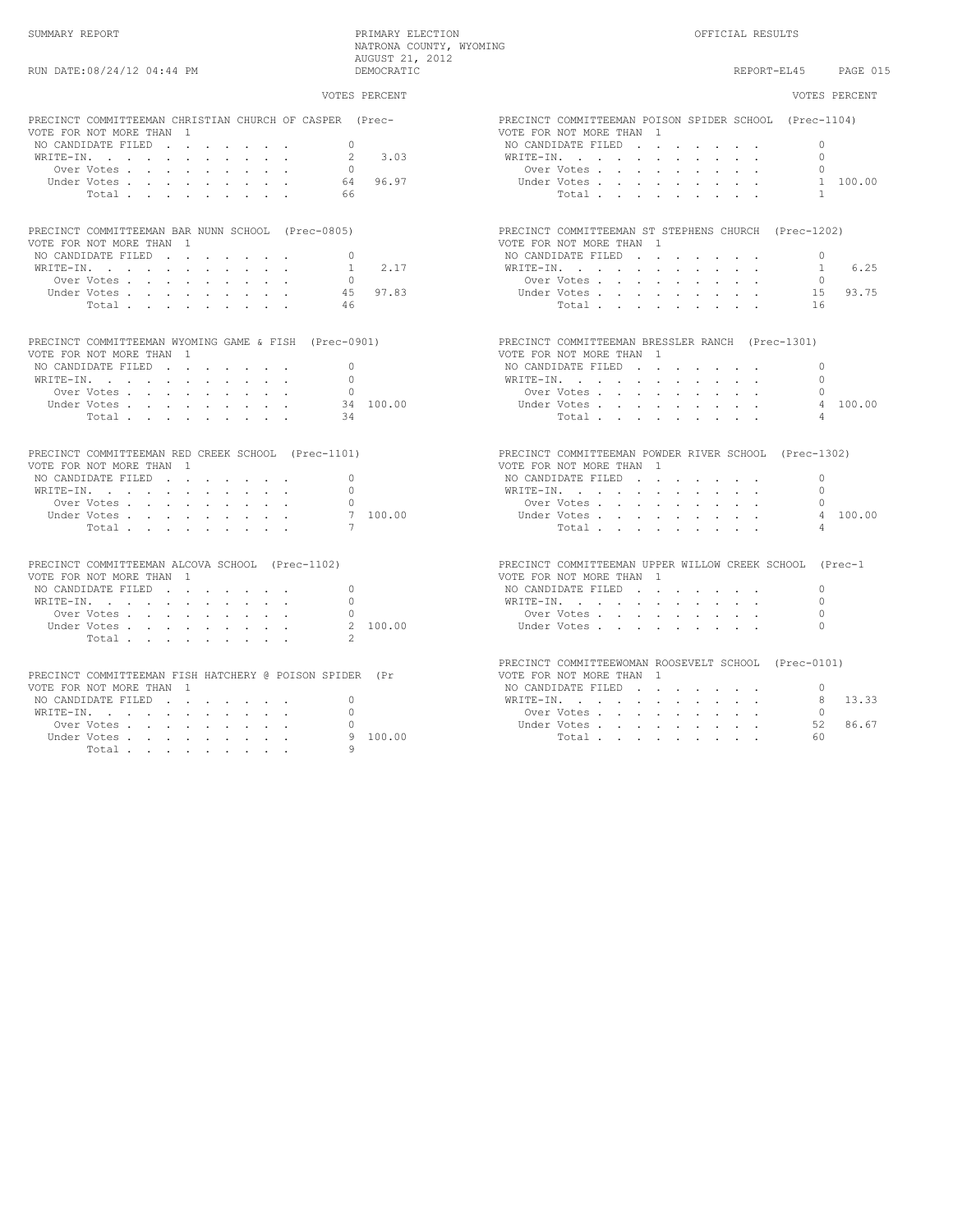SUMMARY REPORT PRIMARY ELECTION OFFICIAL RESULTS
NATRONA COUNTY, WYOMING
AUGUST 21, 2012
RUN DATE:08/24/12 04:44 PM DEMOCRATIC REPORT-EL45

### PRECINCT COMMITTEEMAN CHRISTIAN CHURCH OF CASPER (Prec-

VOTE FOR NOT MORE THAN 1

| | VOTES | PERCENT |
|---|---|---|
| NO CANDIDATE FILED | 0 | |
| WRITE-IN. | 2 | 3.03 |
| Over Votes | 0 | |
| Under Votes | 64 | 96.97 |
| Total | 66 | |

### PRECINCT COMMITTEEMAN BAR NUNN SCHOOL (Prec-0805)

VOTE FOR NOT MORE THAN 1

| | VOTES | PERCENT |
|---|---|---|
| NO CANDIDATE FILED | 0 | |
| WRITE-IN. | 1 | 2.17 |
| Over Votes | 0 | |
| Under Votes | 45 | 97.83 |
| Total | 46 | |

### PRECINCT COMMITTEEMAN WYOMING GAME & FISH (Prec-0901)

VOTE FOR NOT MORE THAN 1

| | VOTES | PERCENT |
|---|---|---|
| NO CANDIDATE FILED | 0 | |
| WRITE-IN. | 0 | |
| Over Votes | 0 | |
| Under Votes | 34 | 100.00 |
| Total | 34 | |

### PRECINCT COMMITTEEMAN RED CREEK SCHOOL (Prec-1101)

VOTE FOR NOT MORE THAN 1

| | VOTES | PERCENT |
|---|---|---|
| NO CANDIDATE FILED | 0 | |
| WRITE-IN. | 0 | |
| Over Votes | 0 | |
| Under Votes | 7 | 100.00 |
| Total | 7 | |

### PRECINCT COMMITTEEMAN ALCOVA SCHOOL (Prec-1102)

VOTE FOR NOT MORE THAN 1

| | VOTES | PERCENT |
|---|---|---|
| NO CANDIDATE FILED | 0 | |
| WRITE-IN. | 0 | |
| Over Votes | 0 | |
| Under Votes | 2 | 100.00 |
| Total | 2 | |

### PRECINCT COMMITTEEMAN FISH HATCHERY @ POISON SPIDER (Pr

VOTE FOR NOT MORE THAN 1

| | VOTES | PERCENT |
|---|---|---|
| NO CANDIDATE FILED | 0 | |
| WRITE-IN. | 0 | |
| Over Votes | 0 | |
| Under Votes | 9 | 100.00 |
| Total | 9 | |

### PRECINCT COMMITTEEMAN POISON SPIDER SCHOOL (Prec-1104)

VOTE FOR NOT MORE THAN 1

| | VOTES | PERCENT |
|---|---|---|
| NO CANDIDATE FILED | 0 | |
| WRITE-IN. | 0 | |
| Over Votes | 0 | |
| Under Votes | 1 | 100.00 |
| Total | 1 | |

### PRECINCT COMMITTEEMAN ST STEPHENS CHURCH (Prec-1202)

VOTE FOR NOT MORE THAN 1

| | VOTES | PERCENT |
|---|---|---|
| NO CANDIDATE FILED | 0 | |
| WRITE-IN. | 1 | 6.25 |
| Over Votes | 0 | |
| Under Votes | 15 | 93.75 |
| Total | 16 | |

### PRECINCT COMMITTEEMAN BRESSLER RANCH (Prec-1301)

VOTE FOR NOT MORE THAN 1

| | VOTES | PERCENT |
|---|---|---|
| NO CANDIDATE FILED | 0 | |
| WRITE-IN. | 0 | |
| Over Votes | 0 | |
| Under Votes | 4 | 100.00 |
| Total | 4 | |

### PRECINCT COMMITTEEMAN POWDER RIVER SCHOOL (Prec-1302)

VOTE FOR NOT MORE THAN 1

| | VOTES | PERCENT |
|---|---|---|
| NO CANDIDATE FILED | 0 | |
| WRITE-IN. | 0 | |
| Over Votes | 0 | |
| Under Votes | 4 | 100.00 |
| Total | 4 | |

### PRECINCT COMMITTEEMAN UPPER WILLOW CREEK SCHOOL (Prec-1

VOTE FOR NOT MORE THAN 1

| | VOTES | PERCENT |
|---|---|---|
| NO CANDIDATE FILED | 0 | |
| WRITE-IN. | 0 | |
| Over Votes | 0 | |
| Under Votes | 0 | |

### PRECINCT COMMITTEEWOMAN ROOSEVELT SCHOOL (Prec-0101)

VOTE FOR NOT MORE THAN 1

| | VOTES | PERCENT |
|---|---|---|
| NO CANDIDATE FILED | 0 | |
| WRITE-IN. | 8 | 13.33 |
| Over Votes | 0 | |
| Under Votes | 52 | 86.67 |
| Total | 60 | |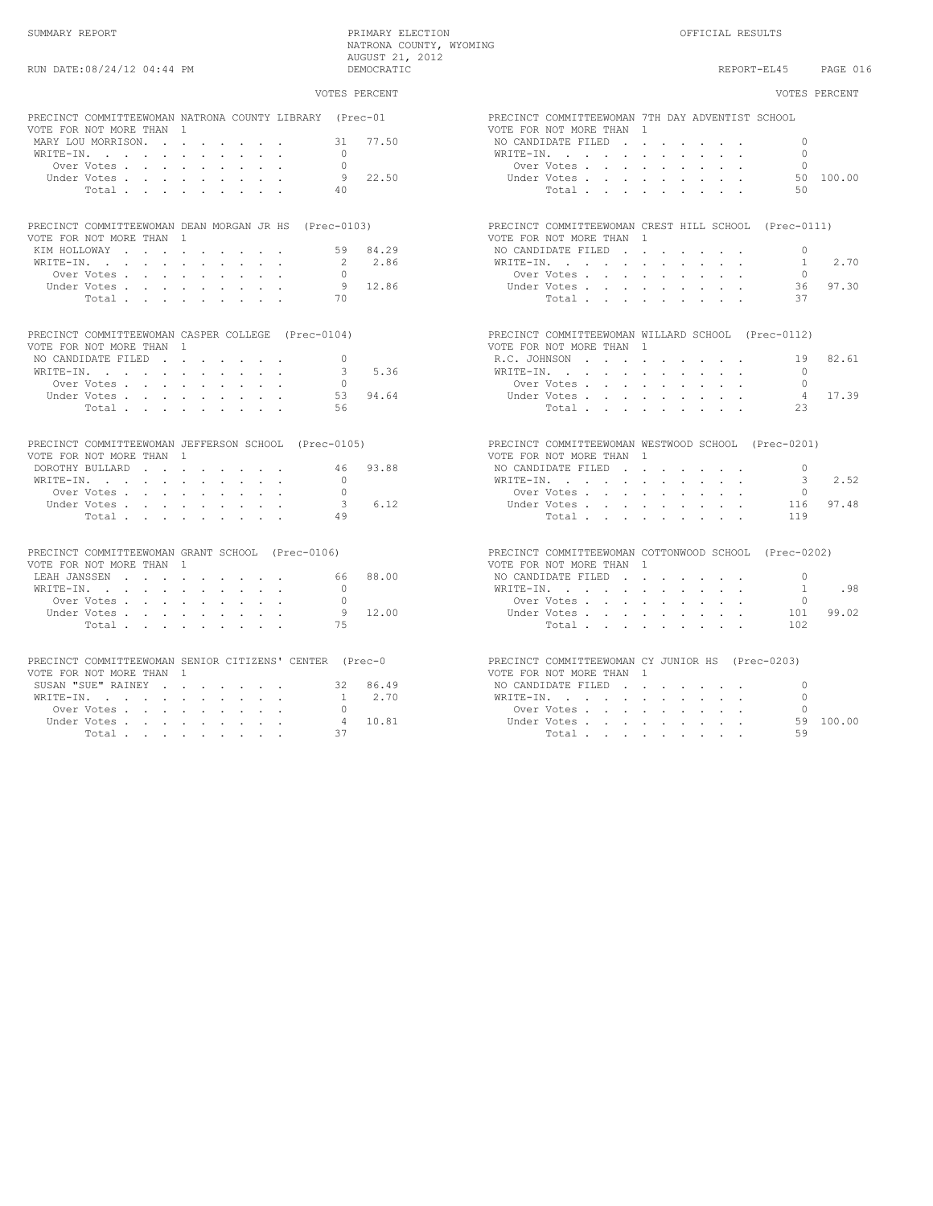SUMMARY REPORT — PRIMARY ELECTION — NATRONA COUNTY, WYOMING — AUGUST 21, 2012 — DEMOCRATIC — OFFICIAL RESULTS

RUN DATE:08/24/12 04:44 PM — REPORT-EL45

### PRECINCT COMMITTEEWOMAN NATRONA COUNTY LIBRARY (Prec-01

VOTE FOR NOT MORE THAN 1

| | VOTES | PERCENT |
|---|---|---|
| MARY LOU MORRISON | 31 | 77.50 |
| WRITE-IN. | 0 | |
| Over Votes | 0 | |
| Under Votes | 9 | 22.50 |
| Total | 40 | |

### PRECINCT COMMITTEEWOMAN DEAN MORGAN JR HS (Prec-0103)

VOTE FOR NOT MORE THAN 1

| | VOTES | PERCENT |
|---|---|---|
| KIM HOLLOWAY | 59 | 84.29 |
| WRITE-IN. | 2 | 2.86 |
| Over Votes | 0 | |
| Under Votes | 9 | 12.86 |
| Total | 70 | |

### PRECINCT COMMITTEEWOMAN CASPER COLLEGE (Prec-0104)

VOTE FOR NOT MORE THAN 1

| | VOTES | PERCENT |
|---|---|---|
| NO CANDIDATE FILED | 0 | |
| WRITE-IN. | 3 | 5.36 |
| Over Votes | 0 | |
| Under Votes | 53 | 94.64 |
| Total | 56 | |

### PRECINCT COMMITTEEWOMAN JEFFERSON SCHOOL (Prec-0105)

VOTE FOR NOT MORE THAN 1

| | VOTES | PERCENT |
|---|---|---|
| DOROTHY BULLARD | 46 | 93.88 |
| WRITE-IN. | 0 | |
| Over Votes | 0 | |
| Under Votes | 3 | 6.12 |
| Total | 49 | |

### PRECINCT COMMITTEEWOMAN GRANT SCHOOL (Prec-0106)

VOTE FOR NOT MORE THAN 1

| | VOTES | PERCENT |
|---|---|---|
| LEAH JANSSEN | 66 | 88.00 |
| WRITE-IN. | 0 | |
| Over Votes | 0 | |
| Under Votes | 9 | 12.00 |
| Total | 75 | |

### PRECINCT COMMITTEEWOMAN SENIOR CITIZENS' CENTER (Prec-0

VOTE FOR NOT MORE THAN 1

| | VOTES | PERCENT |
|---|---|---|
| SUSAN "SUE" RAINEY | 32 | 86.49 |
| WRITE-IN. | 1 | 2.70 |
| Over Votes | 0 | |
| Under Votes | 4 | 10.81 |
| Total | 37 | |

### PRECINCT COMMITTEEWOMAN 7TH DAY ADVENTIST SCHOOL

VOTE FOR NOT MORE THAN 1

| | VOTES | PERCENT |
|---|---|---|
| NO CANDIDATE FILED | 0 | |
| WRITE-IN. | 0 | |
| Over Votes | 0 | |
| Under Votes | 50 | 100.00 |
| Total | 50 | |

### PRECINCT COMMITTEEWOMAN CREST HILL SCHOOL (Prec-0111)

VOTE FOR NOT MORE THAN 1

| | VOTES | PERCENT |
|---|---|---|
| NO CANDIDATE FILED | 0 | |
| WRITE-IN. | 1 | 2.70 |
| Over Votes | 0 | |
| Under Votes | 36 | 97.30 |
| Total | 37 | |

### PRECINCT COMMITTEEWOMAN WILLARD SCHOOL (Prec-0112)

VOTE FOR NOT MORE THAN 1

| | VOTES | PERCENT |
|---|---|---|
| R.C. JOHNSON | 19 | 82.61 |
| WRITE-IN. | 0 | |
| Over Votes | 0 | |
| Under Votes | 4 | 17.39 |
| Total | 23 | |

### PRECINCT COMMITTEEWOMAN WESTWOOD SCHOOL (Prec-0201)

VOTE FOR NOT MORE THAN 1

| | VOTES | PERCENT |
|---|---|---|
| NO CANDIDATE FILED | 0 | |
| WRITE-IN. | 3 | 2.52 |
| Over Votes | 0 | |
| Under Votes | 116 | 97.48 |
| Total | 119 | |

### PRECINCT COMMITTEEWOMAN COTTONWOOD SCHOOL (Prec-0202)

VOTE FOR NOT MORE THAN 1

| | VOTES | PERCENT |
|---|---|---|
| NO CANDIDATE FILED | 0 | |
| WRITE-IN. | 1 | .98 |
| Over Votes | 0 | |
| Under Votes | 101 | 99.02 |
| Total | 102 | |

### PRECINCT COMMITTEEWOMAN CY JUNIOR HS (Prec-0203)

VOTE FOR NOT MORE THAN 1

| | VOTES | PERCENT |
|---|---|---|
| NO CANDIDATE FILED | 0 | |
| WRITE-IN. | 0 | |
| Over Votes | 0 | |
| Under Votes | 59 | 100.00 |
| Total | 59 | |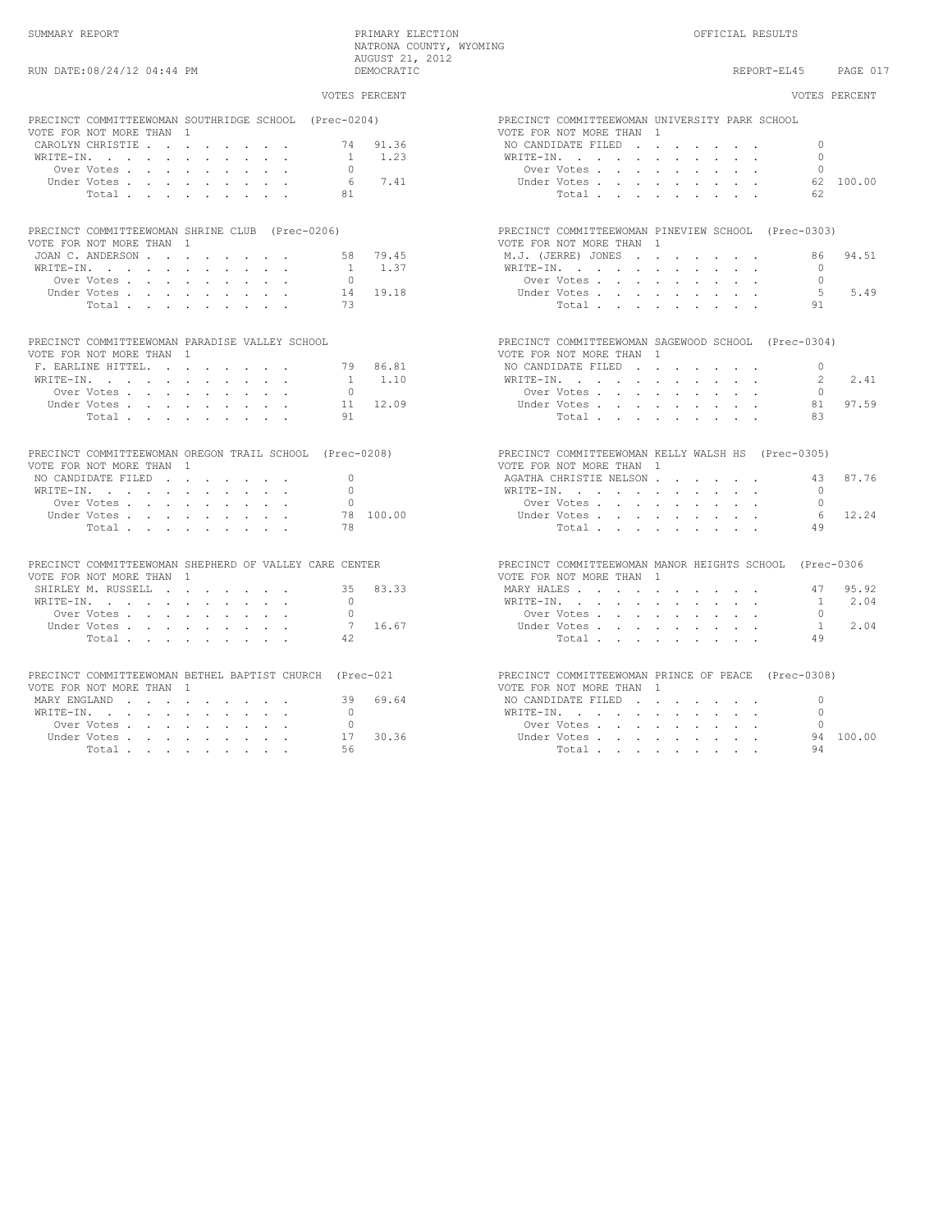SUMMARY REPORT

PRIMARY ELECTION
NATRONA COUNTY, WYOMING
AUGUST 21, 2012
DEMOCRATIC

OFFICIAL RESULTS

RUN DATE:08/24/12 04:44 PM

REPORT-EL45

### PRECINCT COMMITTEEWOMAN SOUTHRIDGE SCHOOL (Prec-0204)
VOTE FOR NOT MORE THAN 1

| | VOTES | PERCENT |
|---|---|---|
| CAROLYN CHRISTIE | 74 | 91.36 |
| WRITE-IN. | 1 | 1.23 |
| Over Votes | 0 | |
| Under Votes | 6 | 7.41 |
| Total | 81 | |

### PRECINCT COMMITTEEWOMAN SHRINE CLUB (Prec-0206)
VOTE FOR NOT MORE THAN 1

| | VOTES | PERCENT |
|---|---|---|
| JOAN C. ANDERSON | 58 | 79.45 |
| WRITE-IN. | 1 | 1.37 |
| Over Votes | 0 | |
| Under Votes | 14 | 19.18 |
| Total | 73 | |

### PRECINCT COMMITTEEWOMAN PARADISE VALLEY SCHOOL
VOTE FOR NOT MORE THAN 1

| | VOTES | PERCENT |
|---|---|---|
| F. EARLINE HITTEL. | 79 | 86.81 |
| WRITE-IN. | 1 | 1.10 |
| Over Votes | 0 | |
| Under Votes | 11 | 12.09 |
| Total | 91 | |

### PRECINCT COMMITTEEWOMAN OREGON TRAIL SCHOOL (Prec-0208)
VOTE FOR NOT MORE THAN 1

| | VOTES | PERCENT |
|---|---|---|
| NO CANDIDATE FILED | 0 | |
| WRITE-IN. | 0 | |
| Over Votes | 0 | |
| Under Votes | 78 | 100.00 |
| Total | 78 | |

### PRECINCT COMMITTEEWOMAN SHEPHERD OF VALLEY CARE CENTER
VOTE FOR NOT MORE THAN 1

| | VOTES | PERCENT |
|---|---|---|
| SHIRLEY M. RUSSELL | 35 | 83.33 |
| WRITE-IN. | 0 | |
| Over Votes | 0 | |
| Under Votes | 7 | 16.67 |
| Total | 42 | |

### PRECINCT COMMITTEEWOMAN BETHEL BAPTIST CHURCH (Prec-021
VOTE FOR NOT MORE THAN 1

| | VOTES | PERCENT |
|---|---|---|
| MARY ENGLAND | 39 | 69.64 |
| WRITE-IN. | 0 | |
| Over Votes | 0 | |
| Under Votes | 17 | 30.36 |
| Total | 56 | |

### PRECINCT COMMITTEEWOMAN UNIVERSITY PARK SCHOOL
VOTE FOR NOT MORE THAN 1

| | VOTES | PERCENT |
|---|---|---|
| NO CANDIDATE FILED | 0 | |
| WRITE-IN. | 0 | |
| Over Votes | 0 | |
| Under Votes | 62 | 100.00 |
| Total | 62 | |

### PRECINCT COMMITTEEWOMAN PINEVIEW SCHOOL (Prec-0303)
VOTE FOR NOT MORE THAN 1

| | VOTES | PERCENT |
|---|---|---|
| M.J. (JERRE) JONES | 86 | 94.51 |
| WRITE-IN. | 0 | |
| Over Votes | 0 | |
| Under Votes | 5 | 5.49 |
| Total | 91 | |

### PRECINCT COMMITTEEWOMAN SAGEWOOD SCHOOL (Prec-0304)
VOTE FOR NOT MORE THAN 1

| | VOTES | PERCENT |
|---|---|---|
| NO CANDIDATE FILED | 0 | |
| WRITE-IN. | 2 | 2.41 |
| Over Votes | 0 | |
| Under Votes | 81 | 97.59 |
| Total | 83 | |

### PRECINCT COMMITTEEWOMAN KELLY WALSH HS (Prec-0305)
VOTE FOR NOT MORE THAN 1

| | VOTES | PERCENT |
|---|---|---|
| AGATHA CHRISTIE NELSON | 43 | 87.76 |
| WRITE-IN. | 0 | |
| Over Votes | 0 | |
| Under Votes | 6 | 12.24 |
| Total | 49 | |

### PRECINCT COMMITTEEWOMAN MANOR HEIGHTS SCHOOL (Prec-0306
VOTE FOR NOT MORE THAN 1

| | VOTES | PERCENT |
|---|---|---|
| MARY HALES | 47 | 95.92 |
| WRITE-IN. | 1 | 2.04 |
| Over Votes | 0 | |
| Under Votes | 1 | 2.04 |
| Total | 49 | |

### PRECINCT COMMITTEEWOMAN PRINCE OF PEACE (Prec-0308)
VOTE FOR NOT MORE THAN 1

| | VOTES | PERCENT |
|---|---|---|
| NO CANDIDATE FILED | 0 | |
| WRITE-IN. | 0 | |
| Over Votes | 0 | |
| Under Votes | 94 | 100.00 |
| Total | 94 | |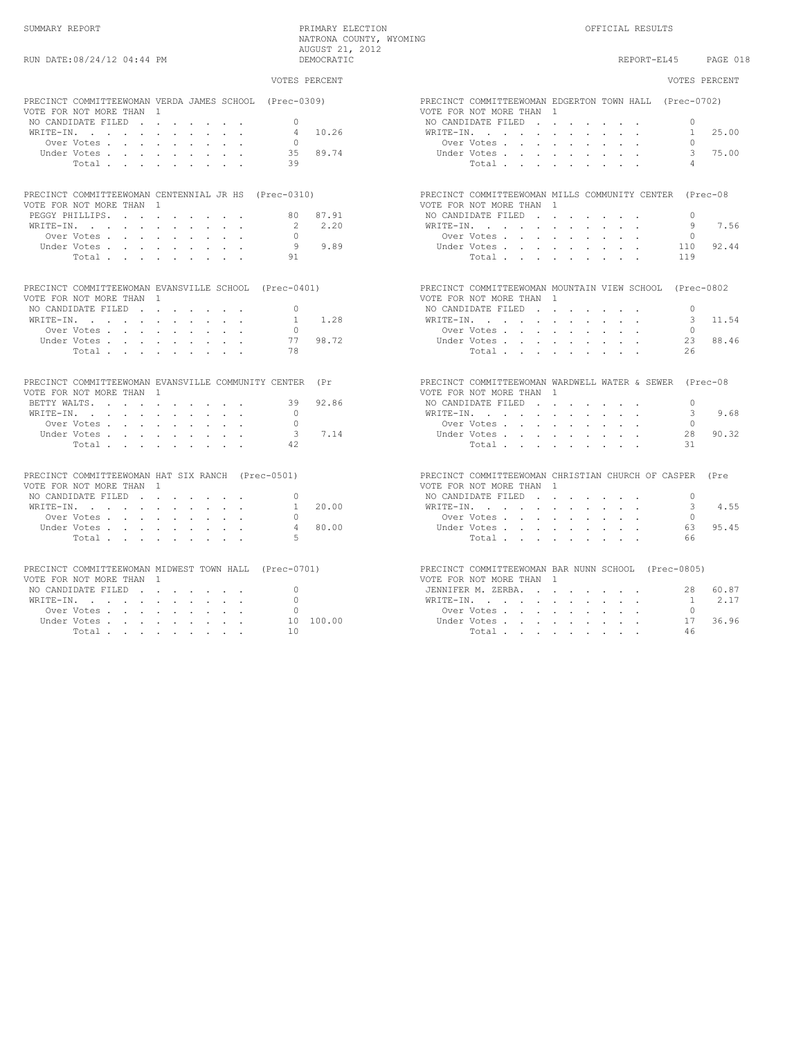SUMMARY REPORT — PRIMARY ELECTION — NATRONA COUNTY, WYOMING — AUGUST 21, 2012 — DEMOCRATIC — OFFICIAL RESULTS

RUN DATE:08/24/12 04:44 PM — REPORT-EL45

### PRECINCT COMMITTEEWOMAN VERDA JAMES SCHOOL (Prec-0309)
VOTE FOR NOT MORE THAN 1

| | VOTES | PERCENT |
|---|---|---|
| NO CANDIDATE FILED | 0 | |
| WRITE-IN. | 4 | 10.26 |
| Over Votes | 0 | |
| Under Votes | 35 | 89.74 |
| Total | 39 | |

### PRECINCT COMMITTEEWOMAN CENTENNIAL JR HS (Prec-0310)
VOTE FOR NOT MORE THAN 1

| | VOTES | PERCENT |
|---|---|---|
| PEGGY PHILLIPS. | 80 | 87.91 |
| WRITE-IN. | 2 | 2.20 |
| Over Votes | 0 | |
| Under Votes | 9 | 9.89 |
| Total | 91 | |

### PRECINCT COMMITTEEWOMAN EVANSVILLE SCHOOL (Prec-0401)
VOTE FOR NOT MORE THAN 1

| | VOTES | PERCENT |
|---|---|---|
| NO CANDIDATE FILED | 0 | |
| WRITE-IN. | 1 | 1.28 |
| Over Votes | 0 | |
| Under Votes | 77 | 98.72 |
| Total | 78 | |

### PRECINCT COMMITTEEWOMAN EVANSVILLE COMMUNITY CENTER (Pr
VOTE FOR NOT MORE THAN 1

| | VOTES | PERCENT |
|---|---|---|
| BETTY WALTS. | 39 | 92.86 |
| WRITE-IN. | 0 | |
| Over Votes | 0 | |
| Under Votes | 3 | 7.14 |
| Total | 42 | |

### PRECINCT COMMITTEEWOMAN HAT SIX RANCH (Prec-0501)
VOTE FOR NOT MORE THAN 1

| | VOTES | PERCENT |
|---|---|---|
| NO CANDIDATE FILED | 0 | |
| WRITE-IN. | 1 | 20.00 |
| Over Votes | 0 | |
| Under Votes | 4 | 80.00 |
| Total | 5 | |

### PRECINCT COMMITTEEWOMAN MIDWEST TOWN HALL (Prec-0701)
VOTE FOR NOT MORE THAN 1

| | VOTES | PERCENT |
|---|---|---|
| NO CANDIDATE FILED | 0 | |
| WRITE-IN. | 0 | |
| Over Votes | 0 | |
| Under Votes | 10 | 100.00 |
| Total | 10 | |

### PRECINCT COMMITTEEWOMAN EDGERTON TOWN HALL (Prec-0702)
VOTE FOR NOT MORE THAN 1

| | VOTES | PERCENT |
|---|---|---|
| NO CANDIDATE FILED | 0 | |
| WRITE-IN. | 1 | 25.00 |
| Over Votes | 0 | |
| Under Votes | 3 | 75.00 |
| Total | 4 | |

### PRECINCT COMMITTEEWOMAN MILLS COMMUNITY CENTER (Prec-08
VOTE FOR NOT MORE THAN 1

| | VOTES | PERCENT |
|---|---|---|
| NO CANDIDATE FILED | 0 | |
| WRITE-IN. | 9 | 7.56 |
| Over Votes | 0 | |
| Under Votes | 110 | 92.44 |
| Total | 119 | |

### PRECINCT COMMITTEEWOMAN MOUNTAIN VIEW SCHOOL (Prec-0802
VOTE FOR NOT MORE THAN 1

| | VOTES | PERCENT |
|---|---|---|
| NO CANDIDATE FILED | 0 | |
| WRITE-IN. | 3 | 11.54 |
| Over Votes | 0 | |
| Under Votes | 23 | 88.46 |
| Total | 26 | |

### PRECINCT COMMITTEEWOMAN WARDWELL WATER & SEWER (Prec-08
VOTE FOR NOT MORE THAN 1

| | VOTES | PERCENT |
|---|---|---|
| NO CANDIDATE FILED | 0 | |
| WRITE-IN. | 3 | 9.68 |
| Over Votes | 0 | |
| Under Votes | 28 | 90.32 |
| Total | 31 | |

### PRECINCT COMMITTEEWOMAN CHRISTIAN CHURCH OF CASPER (Pre
VOTE FOR NOT MORE THAN 1

| | VOTES | PERCENT |
|---|---|---|
| NO CANDIDATE FILED | 0 | |
| WRITE-IN. | 3 | 4.55 |
| Over Votes | 0 | |
| Under Votes | 63 | 95.45 |
| Total | 66 | |

### PRECINCT COMMITTEEWOMAN BAR NUNN SCHOOL (Prec-0805)
VOTE FOR NOT MORE THAN 1

| | VOTES | PERCENT |
|---|---|---|
| JENNIFER M. ZERBA. | 28 | 60.87 |
| WRITE-IN. | 1 | 2.17 |
| Over Votes | 0 | |
| Under Votes | 17 | 36.96 |
| Total | 46 | |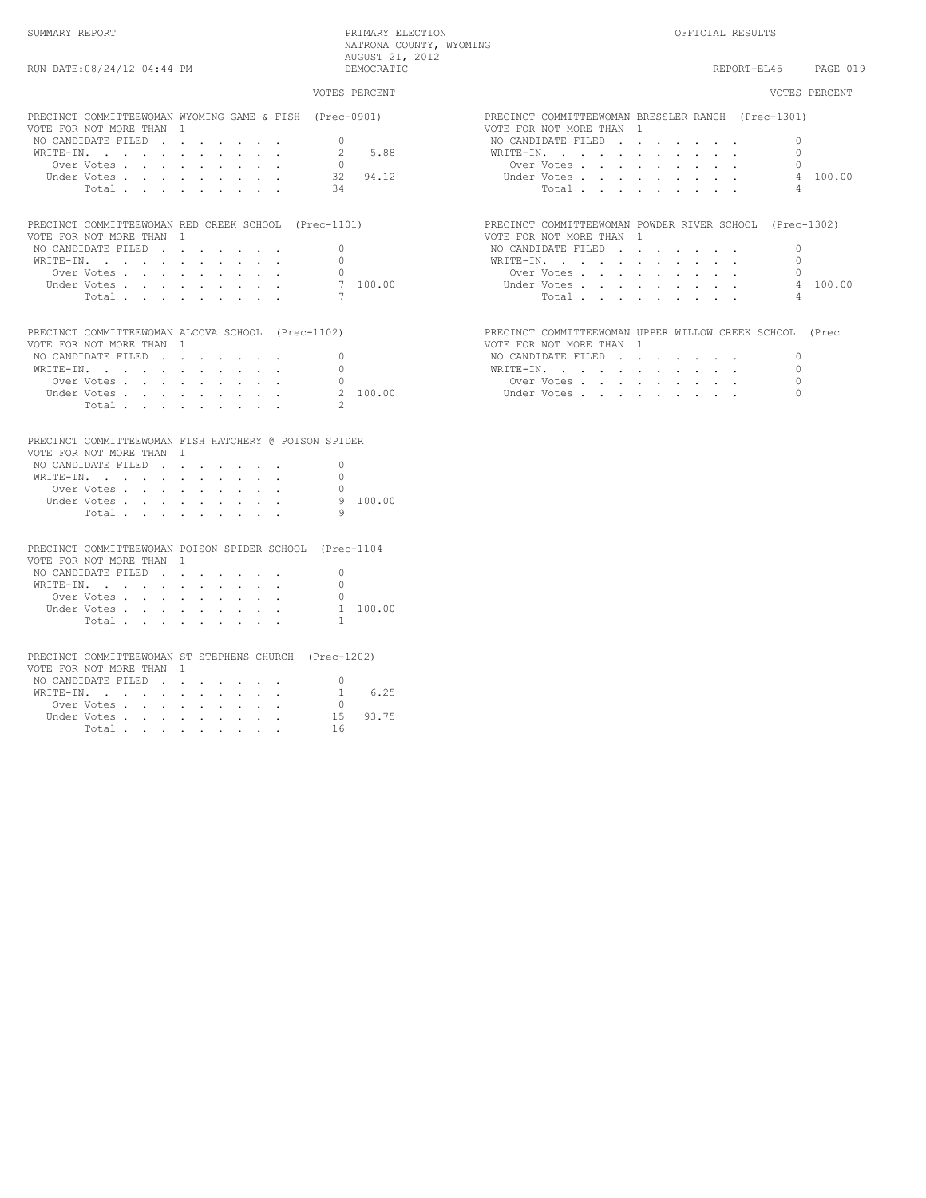SUMMARY REPORT

PRIMARY ELECTION
NATRONA COUNTY, WYOMING
AUGUST 21, 2012
DEMOCRATIC

OFFICIAL RESULTS

RUN DATE:08/24/12 04:44 PM

REPORT-EL45

### PRECINCT COMMITTEEWOMAN WYOMING GAME & FISH (Prec-0901)

VOTE FOR NOT MORE THAN 1

| | VOTES | PERCENT |
|---|---|---|
| NO CANDIDATE FILED | 0 | |
| WRITE-IN. | 2 | 5.88 |
| Over Votes | 0 | |
| Under Votes | 32 | 94.12 |
| Total | 34 | |

### PRECINCT COMMITTEEWOMAN RED CREEK SCHOOL (Prec-1101)

VOTE FOR NOT MORE THAN 1

| | VOTES | PERCENT |
|---|---|---|
| NO CANDIDATE FILED | 0 | |
| WRITE-IN. | 0 | |
| Over Votes | 0 | |
| Under Votes | 7 | 100.00 |
| Total | 7 | |

### PRECINCT COMMITTEEWOMAN ALCOVA SCHOOL (Prec-1102)

VOTE FOR NOT MORE THAN 1

| | VOTES | PERCENT |
|---|---|---|
| NO CANDIDATE FILED | 0 | |
| WRITE-IN. | 0 | |
| Over Votes | 0 | |
| Under Votes | 2 | 100.00 |
| Total | 2 | |

### PRECINCT COMMITTEEWOMAN FISH HATCHERY @ POISON SPIDER

VOTE FOR NOT MORE THAN 1

| | VOTES | PERCENT |
|---|---|---|
| NO CANDIDATE FILED | 0 | |
| WRITE-IN. | 0 | |
| Over Votes | 0 | |
| Under Votes | 9 | 100.00 |
| Total | 9 | |

### PRECINCT COMMITTEEWOMAN POISON SPIDER SCHOOL (Prec-1104

VOTE FOR NOT MORE THAN 1

| | VOTES | PERCENT |
|---|---|---|
| NO CANDIDATE FILED | 0 | |
| WRITE-IN. | 0 | |
| Over Votes | 0 | |
| Under Votes | 1 | 100.00 |
| Total | 1 | |

### PRECINCT COMMITTEEWOMAN ST STEPHENS CHURCH (Prec-1202)

VOTE FOR NOT MORE THAN 1

| | VOTES | PERCENT |
|---|---|---|
| NO CANDIDATE FILED | 0 | |
| WRITE-IN. | 1 | 6.25 |
| Over Votes | 0 | |
| Under Votes | 15 | 93.75 |
| Total | 16 | |

### PRECINCT COMMITTEEWOMAN BRESSLER RANCH (Prec-1301)

VOTE FOR NOT MORE THAN 1

| | VOTES | PERCENT |
|---|---|---|
| NO CANDIDATE FILED | 0 | |
| WRITE-IN. | 0 | |
| Over Votes | 0 | |
| Under Votes | 4 | 100.00 |
| Total | 4 | |

### PRECINCT COMMITTEEWOMAN POWDER RIVER SCHOOL (Prec-1302)

VOTE FOR NOT MORE THAN 1

| | VOTES | PERCENT |
|---|---|---|
| NO CANDIDATE FILED | 0 | |
| WRITE-IN. | 0 | |
| Over Votes | 0 | |
| Under Votes | 4 | 100.00 |
| Total | 4 | |

### PRECINCT COMMITTEEWOMAN UPPER WILLOW CREEK SCHOOL (Prec

VOTE FOR NOT MORE THAN 1

| | VOTES | PERCENT |
|---|---|---|
| NO CANDIDATE FILED | 0 | |
| WRITE-IN. | 0 | |
| Over Votes | 0 | |
| Under Votes | 0 | |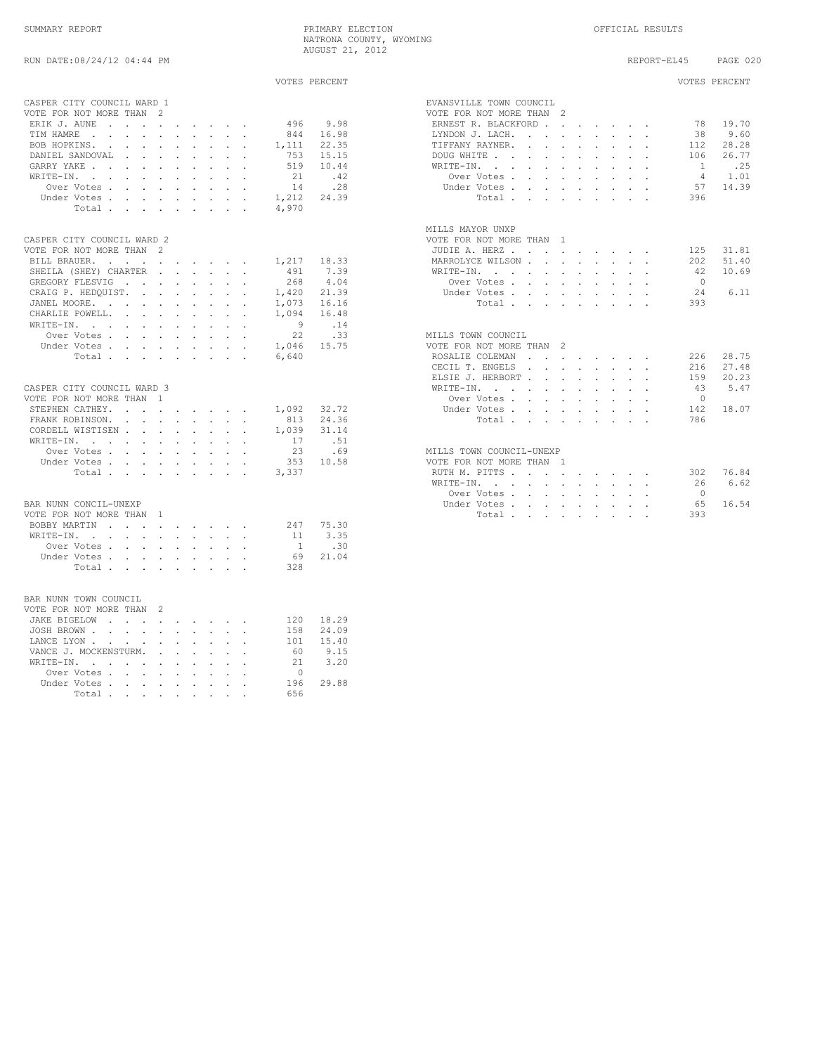SUMMARY REPORT — PRIMARY ELECTION — NATRONA COUNTY, WYOMING — AUGUST 21, 2012 — OFFICIAL RESULTS

RUN DATE:08/24/12 04:44 PM — REPORT-EL45

## CASPER CITY COUNCIL WARD 1
VOTE FOR NOT MORE THAN 2

| | VOTES | PERCENT |
|---|---|---|
| ERIK J. AUNE | 496 | 9.98 |
| TIM HAMRE | 844 | 16.98 |
| BOB HOPKINS. | 1,111 | 22.35 |
| DANIEL SANDOVAL | 753 | 15.15 |
| GARRY YAKE | 519 | 10.44 |
| WRITE-IN. | 21 | .42 |
| Over Votes | 14 | .28 |
| Under Votes | 1,212 | 24.39 |
| Total | 4,970 | |

## CASPER CITY COUNCIL WARD 2
VOTE FOR NOT MORE THAN 2

| | VOTES | PERCENT |
|---|---|---|
| BILL BRAUER. | 1,217 | 18.33 |
| SHEILA (SHEY) CHARTER | 491 | 7.39 |
| GREGORY FLESVIG | 268 | 4.04 |
| CRAIG P. HEDQUIST. | 1,420 | 21.39 |
| JANEL MOORE. | 1,073 | 16.16 |
| CHARLIE POWELL. | 1,094 | 16.48 |
| WRITE-IN. | 9 | .14 |
| Over Votes | 22 | .33 |
| Under Votes | 1,046 | 15.75 |
| Total | 6,640 | |

## CASPER CITY COUNCIL WARD 3
VOTE FOR NOT MORE THAN 1

| | VOTES | PERCENT |
|---|---|---|
| STEPHEN CATHEY. | 1,092 | 32.72 |
| FRANK ROBINSON. | 813 | 24.36 |
| CORDELL WISTISEN | 1,039 | 31.14 |
| WRITE-IN. | 17 | .51 |
| Over Votes | 23 | .69 |
| Under Votes | 353 | 10.58 |
| Total | 3,337 | |

## BAR NUNN CONCIL-UNEXP
VOTE FOR NOT MORE THAN 1

| | VOTES | PERCENT |
|---|---|---|
| BOBBY MARTIN | 247 | 75.30 |
| WRITE-IN. | 11 | 3.35 |
| Over Votes | 1 | .30 |
| Under Votes | 69 | 21.04 |
| Total | 328 | |

## BAR NUNN TOWN COUNCIL
VOTE FOR NOT MORE THAN 2

| | VOTES | PERCENT |
|---|---|---|
| JAKE BIGELOW | 120 | 18.29 |
| JOSH BROWN | 158 | 24.09 |
| LANCE LYON | 101 | 15.40 |
| VANCE J. MOCKENSTURM. | 60 | 9.15 |
| WRITE-IN. | 21 | 3.20 |
| Over Votes | 0 | |
| Under Votes | 196 | 29.88 |
| Total | 656 | |

## EVANSVILLE TOWN COUNCIL
VOTE FOR NOT MORE THAN 2

| | VOTES | PERCENT |
|---|---|---|
| ERNEST R. BLACKFORD | 78 | 19.70 |
| LYNDON J. LACH. | 38 | 9.60 |
| TIFFANY RAYNER. | 112 | 28.28 |
| DOUG WHITE | 106 | 26.77 |
| WRITE-IN. | 1 | .25 |
| Over Votes | 4 | 1.01 |
| Under Votes | 57 | 14.39 |
| Total | 396 | |

## MILLS MAYOR UNXP
VOTE FOR NOT MORE THAN 1

| | VOTES | PERCENT |
|---|---|---|
| JUDIE A. HERZ | 125 | 31.81 |
| MARROLYCE WILSON | 202 | 51.40 |
| WRITE-IN. | 42 | 10.69 |
| Over Votes | 0 | |
| Under Votes | 24 | 6.11 |
| Total | 393 | |

## MILLS TOWN COUNCIL
VOTE FOR NOT MORE THAN 2

| | VOTES | PERCENT |
|---|---|---|
| ROSALIE COLEMAN | 226 | 28.75 |
| CECIL T. ENGELS | 216 | 27.48 |
| ELSIE J. HERBORT | 159 | 20.23 |
| WRITE-IN. | 43 | 5.47 |
| Over Votes | 0 | |
| Under Votes | 142 | 18.07 |
| Total | 786 | |

## MILLS TOWN COUNCIL-UNEXP
VOTE FOR NOT MORE THAN 1

| | VOTES | PERCENT |
|---|---|---|
| RUTH M. PITTS | 302 | 76.84 |
| WRITE-IN. | 26 | 6.62 |
| Over Votes | 0 | |
| Under Votes | 65 | 16.54 |
| Total | 393 | |